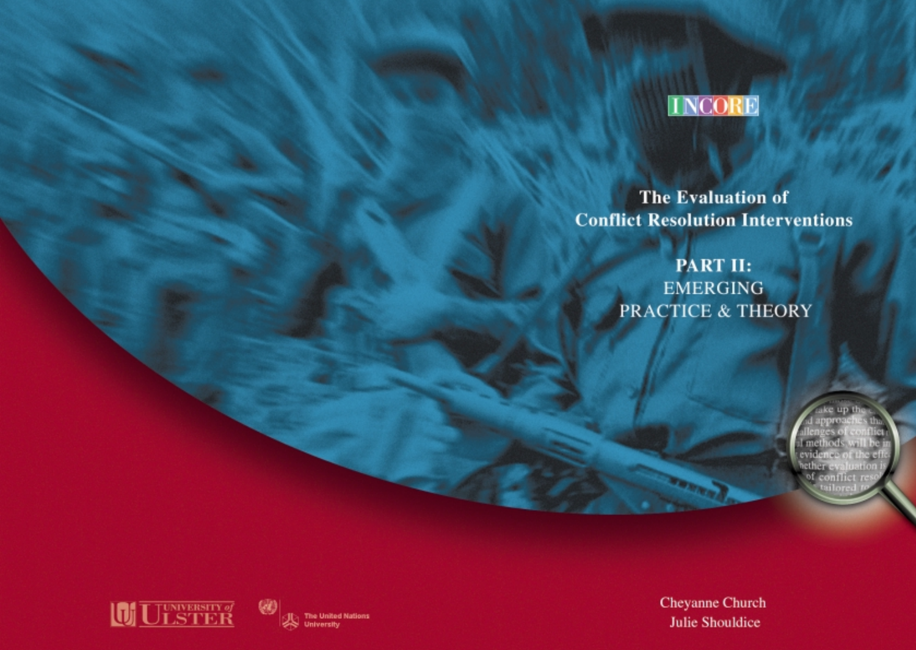INCORE

# The Evaluation of Conflict Resolution Interventions

## PART II: EMERGING PRACTICE & THEORY

Cheyanne Church

Julie Shouldice

University of Ulster

The United Nations University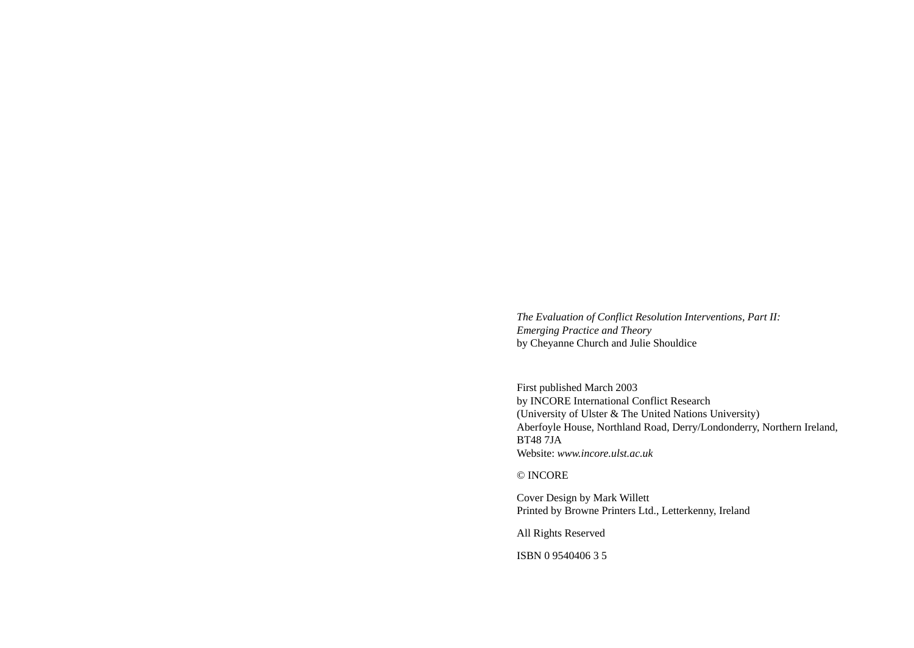*The Evaluation of Conflict Resolution Interventions, Part II: Emerging Practice and Theory*
by Cheyanne Church and Julie Shouldice

First published March 2003
by INCORE International Conflict Research
(University of Ulster & The United Nations University)
Aberfoyle House, Northland Road, Derry/Londonderry, Northern Ireland, BT48 7JA
Website: *www.incore.ulst.ac.uk*

© INCORE

Cover Design by Mark Willett
Printed by Browne Printers Ltd., Letterkenny, Ireland

All Rights Reserved

ISBN 0 9540406 3 5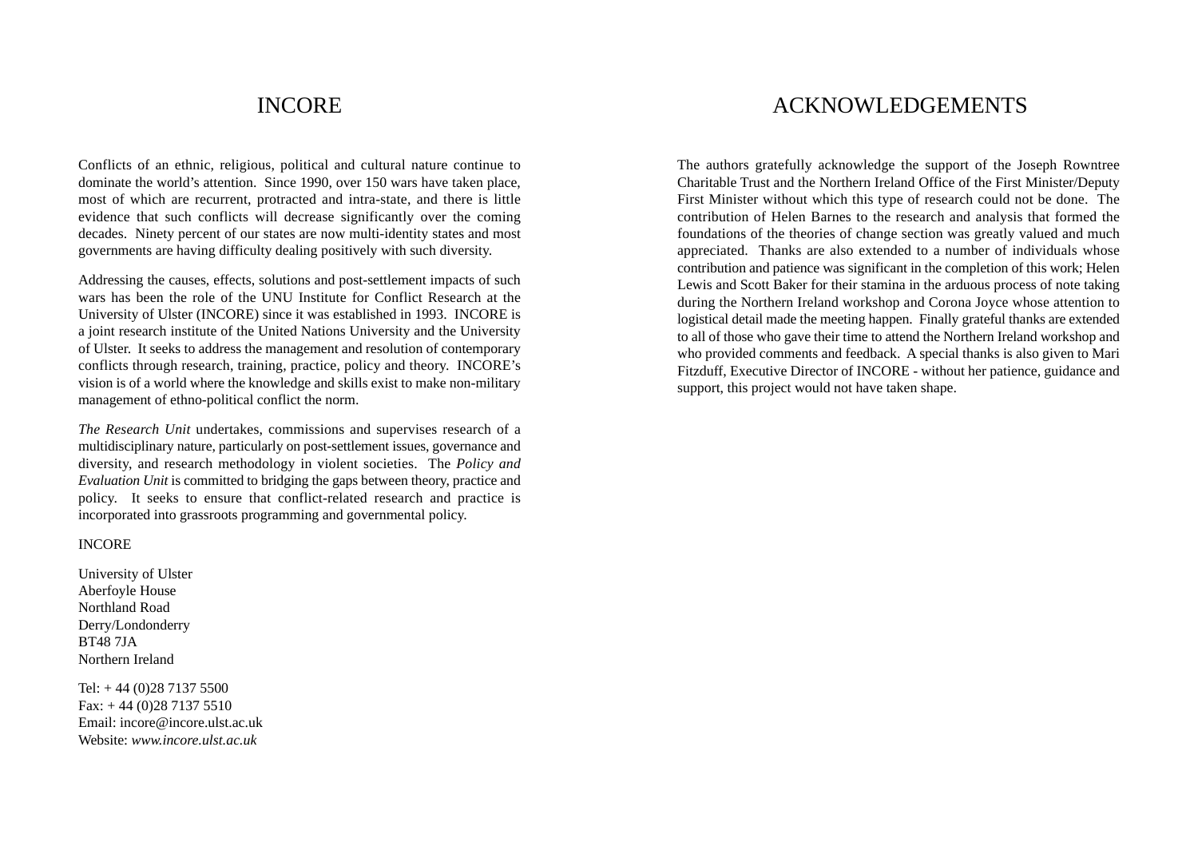# INCORE

Conflicts of an ethnic, religious, political and cultural nature continue to dominate the world's attention. Since 1990, over 150 wars have taken place, most of which are recurrent, protracted and intra-state, and there is little evidence that such conflicts will decrease significantly over the coming decades. Ninety percent of our states are now multi-identity states and most governments are having difficulty dealing positively with such diversity.

Addressing the causes, effects, solutions and post-settlement impacts of such wars has been the role of the UNU Institute for Conflict Research at the University of Ulster (INCORE) since it was established in 1993. INCORE is a joint research institute of the United Nations University and the University of Ulster. It seeks to address the management and resolution of contemporary conflicts through research, training, practice, policy and theory. INCORE's vision is of a world where the knowledge and skills exist to make non-military management of ethno-political conflict the norm.

*The Research Unit* undertakes, commissions and supervises research of a multidisciplinary nature, particularly on post-settlement issues, governance and diversity, and research methodology in violent societies. The *Policy and Evaluation Unit* is committed to bridging the gaps between theory, practice and policy. It seeks to ensure that conflict-related research and practice is incorporated into grassroots programming and governmental policy.

INCORE

University of Ulster
Aberfoyle House
Northland Road
Derry/Londonderry
BT48 7JA
Northern Ireland

Tel: + 44 (0)28 7137 5500
Fax: + 44 (0)28 7137 5510
Email: incore@incore.ulst.ac.uk
Website: *www.incore.ulst.ac.uk*

# ACKNOWLEDGEMENTS

The authors gratefully acknowledge the support of the Joseph Rowntree Charitable Trust and the Northern Ireland Office of the First Minister/Deputy First Minister without which this type of research could not be done. The contribution of Helen Barnes to the research and analysis that formed the foundations of the theories of change section was greatly valued and much appreciated. Thanks are also extended to a number of individuals whose contribution and patience was significant in the completion of this work; Helen Lewis and Scott Baker for their stamina in the arduous process of note taking during the Northern Ireland workshop and Corona Joyce whose attention to logistical detail made the meeting happen. Finally grateful thanks are extended to all of those who gave their time to attend the Northern Ireland workshop and who provided comments and feedback. A special thanks is also given to Mari Fitzduff, Executive Director of INCORE - without her patience, guidance and support, this project would not have taken shape.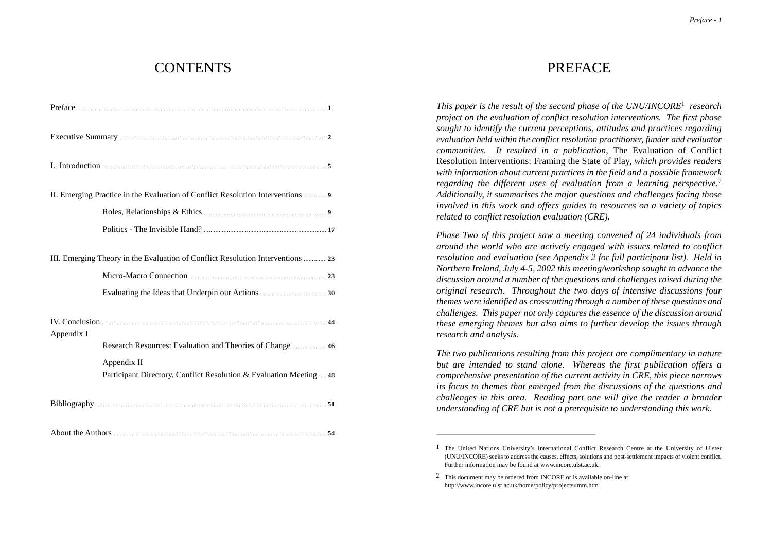# CONTENTS

| | |
|---|---|
| Preface | 1 |
| Executive Summary | 2 |
| I. Introduction | 5 |
| II. Emerging Practice in the Evaluation of Conflict Resolution Interventions | 9 |
| Roles, Relationships & Ethics | 9 |
| Politics - The Invisible Hand? | 17 |
| III. Emerging Theory in the Evaluation of Conflict Resolution Interventions | 23 |
| Micro-Macro Connection | 23 |
| Evaluating the Ideas that Underpin our Actions | 30 |
| IV. Conclusion | 44 |
| Appendix I | |
| Research Resources: Evaluation and Theories of Change | 46 |
| Appendix II | |
| Participant Directory, Conflict Resolution & Evaluation Meeting | 48 |
| Bibliography | 51 |
| About the Authors | 54 |

# PREFACE

*This paper is the result of the second phase of the UNU/INCORE*[1] *research project on the evaluation of conflict resolution interventions. The first phase sought to identify the current perceptions, attitudes and practices regarding evaluation held within the conflict resolution practitioner, funder and evaluator communities. It resulted in a publication,* The Evaluation of Conflict Resolution Interventions: Framing the State of Play, *which provides readers with information about current practices in the field and a possible framework regarding the different uses of evaluation from a learning perspective.*[2] *Additionally, it summarises the major questions and challenges facing those involved in this work and offers guides to resources on a variety of topics related to conflict resolution evaluation (CRE).*

*Phase Two of this project saw a meeting convened of 24 individuals from around the world who are actively engaged with issues related to conflict resolution and evaluation (see Appendix 2 for full participant list). Held in Northern Ireland, July 4-5, 2002 this meeting/workshop sought to advance the discussion around a number of the questions and challenges raised during the original research. Throughout the two days of intensive discussions four themes were identified as crosscutting through a number of these questions and challenges. This paper not only captures the essence of the discussion around these emerging themes but also aims to further develop the issues through research and analysis.*

*The two publications resulting from this project are complimentary in nature but are intended to stand alone. Whereas the first publication offers a comprehensive presentation of the current activity in CRE, this piece narrows its focus to themes that emerged from the discussions of the questions and challenges in this area. Reading part one will give the reader a broader understanding of CRE but is not a prerequisite to understanding this work.*

---

[1] The United Nations University's International Conflict Research Centre at the University of Ulster (UNU/INCORE) seeks to address the causes, effects, solutions and post-settlement impacts of violent conflict. Further information may be found at www.incore.ulst.ac.uk.

[2] This document may be ordered from INCORE or is available on-line at http://www.incore.ulst.ac.uk/home/policy/projectsumm.htm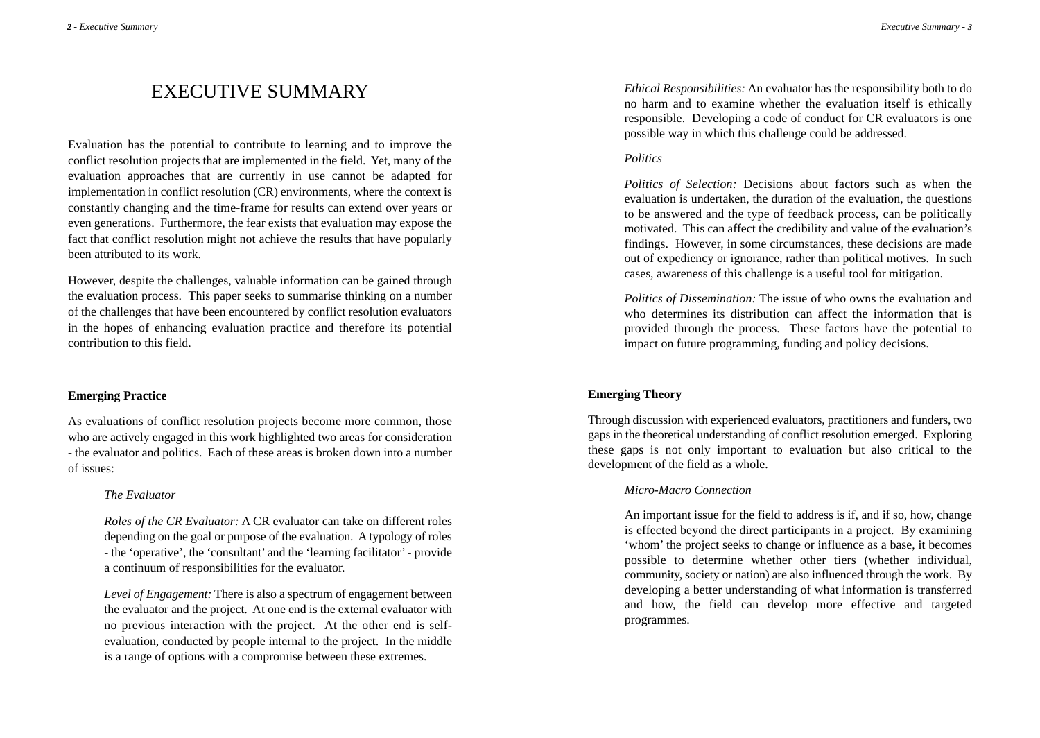# EXECUTIVE SUMMARY

Evaluation has the potential to contribute to learning and to improve the conflict resolution projects that are implemented in the field. Yet, many of the evaluation approaches that are currently in use cannot be adapted for implementation in conflict resolution (CR) environments, where the context is constantly changing and the time-frame for results can extend over years or even generations. Furthermore, the fear exists that evaluation may expose the fact that conflict resolution might not achieve the results that have popularly been attributed to its work.

However, despite the challenges, valuable information can be gained through the evaluation process. This paper seeks to summarise thinking on a number of the challenges that have been encountered by conflict resolution evaluators in the hopes of enhancing evaluation practice and therefore its potential contribution to this field.

## Emerging Practice

As evaluations of conflict resolution projects become more common, those who are actively engaged in this work highlighted two areas for consideration - the evaluator and politics. Each of these areas is broken down into a number of issues:

*The Evaluator*

*Roles of the CR Evaluator:* A CR evaluator can take on different roles depending on the goal or purpose of the evaluation. A typology of roles - the 'operative', the 'consultant' and the 'learning facilitator' - provide a continuum of responsibilities for the evaluator.

*Level of Engagement:* There is also a spectrum of engagement between the evaluator and the project. At one end is the external evaluator with no previous interaction with the project. At the other end is self-evaluation, conducted by people internal to the project. In the middle is a range of options with a compromise between these extremes.

*Ethical Responsibilities:* An evaluator has the responsibility both to do no harm and to examine whether the evaluation itself is ethically responsible. Developing a code of conduct for CR evaluators is one possible way in which this challenge could be addressed.

*Politics*

*Politics of Selection:* Decisions about factors such as when the evaluation is undertaken, the duration of the evaluation, the questions to be answered and the type of feedback process, can be politically motivated. This can affect the credibility and value of the evaluation's findings. However, in some circumstances, these decisions are made out of expediency or ignorance, rather than political motives. In such cases, awareness of this challenge is a useful tool for mitigation.

*Politics of Dissemination:* The issue of who owns the evaluation and who determines its distribution can affect the information that is provided through the process. These factors have the potential to impact on future programming, funding and policy decisions.

## Emerging Theory

Through discussion with experienced evaluators, practitioners and funders, two gaps in the theoretical understanding of conflict resolution emerged. Exploring these gaps is not only important to evaluation but also critical to the development of the field as a whole.

*Micro-Macro Connection*

An important issue for the field to address is if, and if so, how, change is effected beyond the direct participants in a project. By examining 'whom' the project seeks to change or influence as a base, it becomes possible to determine whether other tiers (whether individual, community, society or nation) are also influenced through the work. By developing a better understanding of what information is transferred and how, the field can develop more effective and targeted programmes.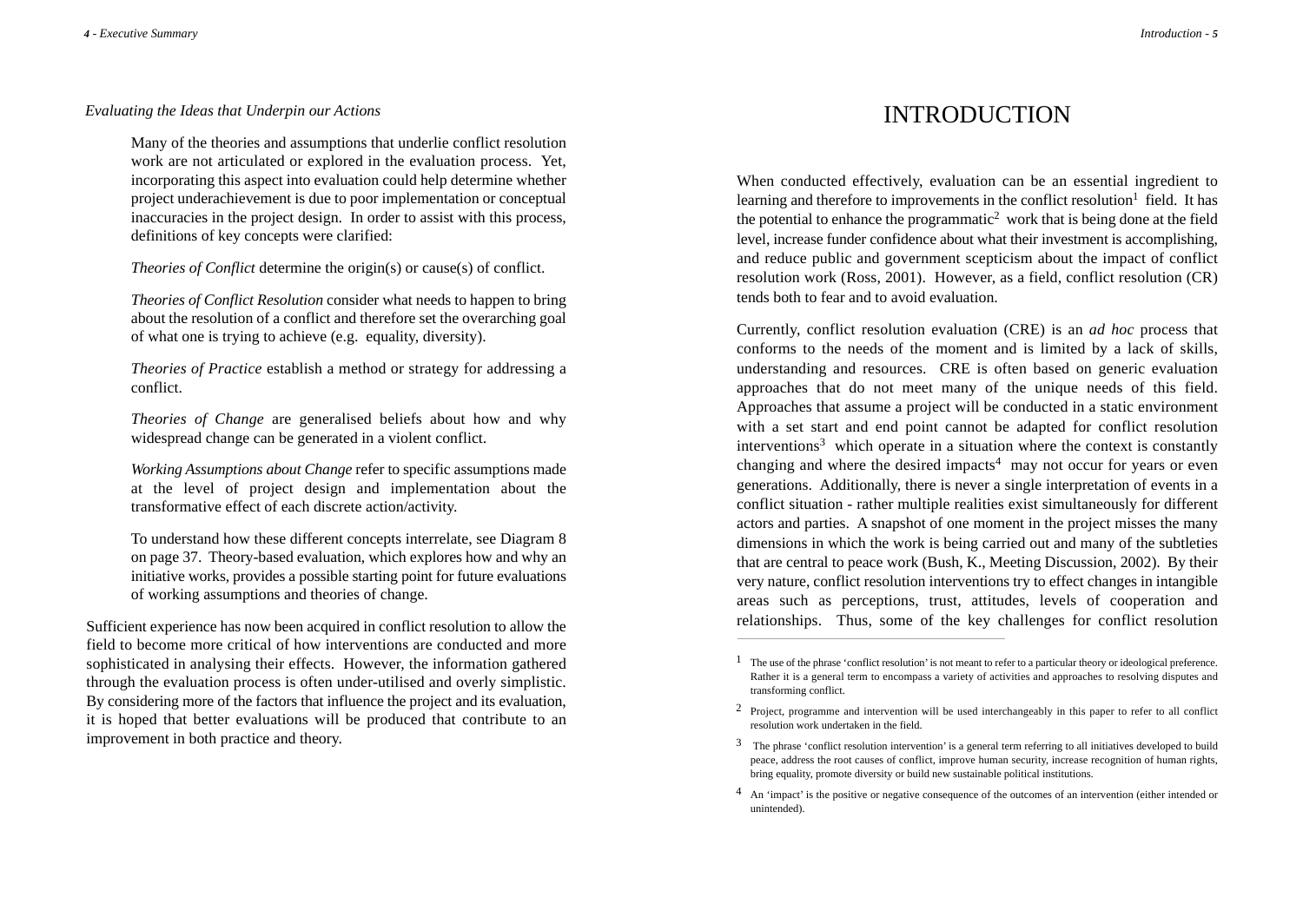*Evaluating the Ideas that Underpin our Actions*

Many of the theories and assumptions that underlie conflict resolution work are not articulated or explored in the evaluation process. Yet, incorporating this aspect into evaluation could help determine whether project underachievement is due to poor implementation or conceptual inaccuracies in the project design. In order to assist with this process, definitions of key concepts were clarified:

*Theories of Conflict* determine the origin(s) or cause(s) of conflict.

*Theories of Conflict Resolution* consider what needs to happen to bring about the resolution of a conflict and therefore set the overarching goal of what one is trying to achieve (e.g. equality, diversity).

*Theories of Practice* establish a method or strategy for addressing a conflict.

*Theories of Change* are generalised beliefs about how and why widespread change can be generated in a violent conflict.

*Working Assumptions about Change* refer to specific assumptions made at the level of project design and implementation about the transformative effect of each discrete action/activity.

To understand how these different concepts interrelate, see Diagram 8 on page 37. Theory-based evaluation, which explores how and why an initiative works, provides a possible starting point for future evaluations of working assumptions and theories of change.

Sufficient experience has now been acquired in conflict resolution to allow the field to become more critical of how interventions are conducted and more sophisticated in analysing their effects. However, the information gathered through the evaluation process is often under-utilised and overly simplistic. By considering more of the factors that influence the project and its evaluation, it is hoped that better evaluations will be produced that contribute to an improvement in both practice and theory.

# INTRODUCTION

When conducted effectively, evaluation can be an essential ingredient to learning and therefore to improvements in the conflict resolution[1] field. It has the potential to enhance the programmatic[2] work that is being done at the field level, increase funder confidence about what their investment is accomplishing, and reduce public and government scepticism about the impact of conflict resolution work (Ross, 2001). However, as a field, conflict resolution (CR) tends both to fear and to avoid evaluation.

Currently, conflict resolution evaluation (CRE) is an *ad hoc* process that conforms to the needs of the moment and is limited by a lack of skills, understanding and resources. CRE is often based on generic evaluation approaches that do not meet many of the unique needs of this field. Approaches that assume a project will be conducted in a static environment with a set start and end point cannot be adapted for conflict resolution interventions[3] which operate in a situation where the context is constantly changing and where the desired impacts[4] may not occur for years or even generations. Additionally, there is never a single interpretation of events in a conflict situation - rather multiple realities exist simultaneously for different actors and parties. A snapshot of one moment in the project misses the many dimensions in which the work is being carried out and many of the subtleties that are central to peace work (Bush, K., Meeting Discussion, 2002). By their very nature, conflict resolution interventions try to effect changes in intangible areas such as perceptions, trust, attitudes, levels of cooperation and relationships. Thus, some of the key challenges for conflict resolution

---

[1] The use of the phrase 'conflict resolution' is not meant to refer to a particular theory or ideological preference. Rather it is a general term to encompass a variety of activities and approaches to resolving disputes and transforming conflict.

[2] Project, programme and intervention will be used interchangeably in this paper to refer to all conflict resolution work undertaken in the field.

[3] The phrase 'conflict resolution intervention' is a general term referring to all initiatives developed to build peace, address the root causes of conflict, improve human security, increase recognition of human rights, bring equality, promote diversity or build new sustainable political institutions.

[4] An 'impact' is the positive or negative consequence of the outcomes of an intervention (either intended or unintended).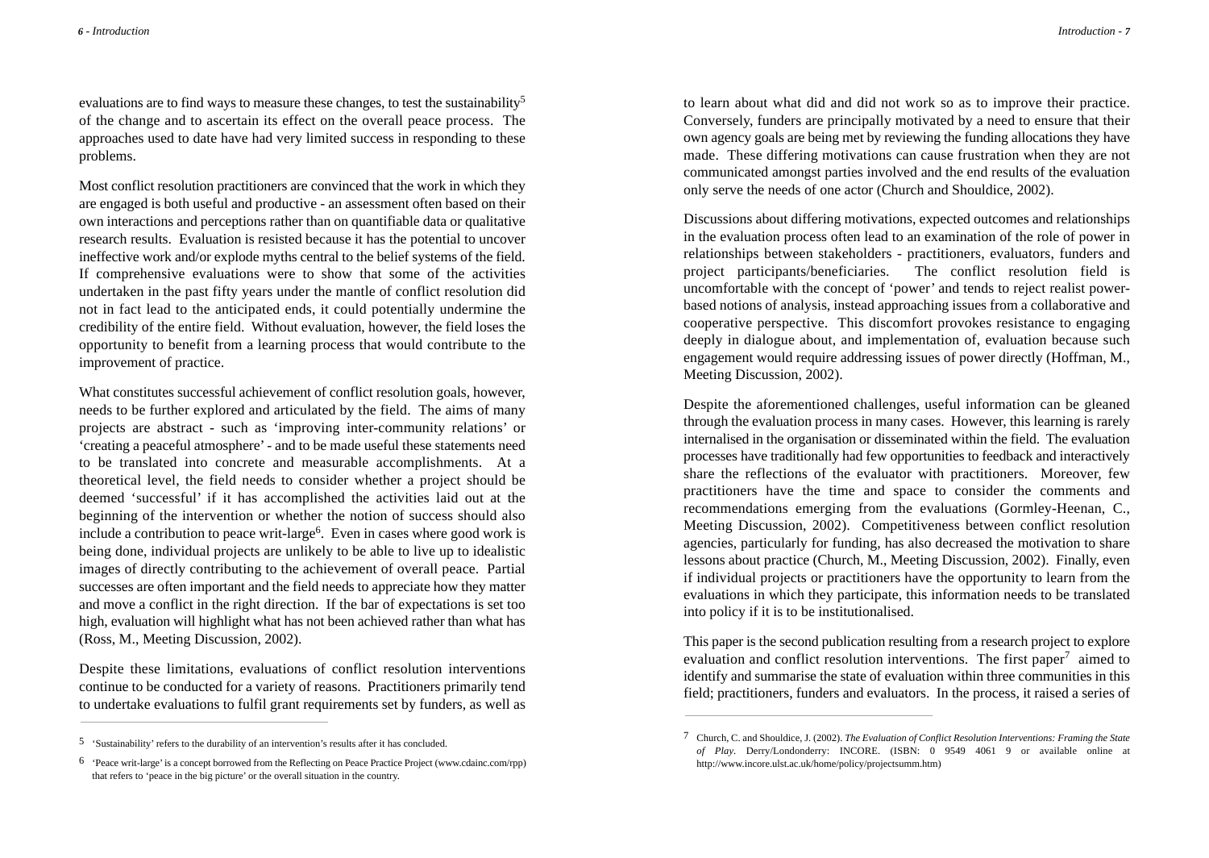evaluations are to find ways to measure these changes, to test the sustainability[5] of the change and to ascertain its effect on the overall peace process. The approaches used to date have had very limited success in responding to these problems.

Most conflict resolution practitioners are convinced that the work in which they are engaged is both useful and productive - an assessment often based on their own interactions and perceptions rather than on quantifiable data or qualitative research results. Evaluation is resisted because it has the potential to uncover ineffective work and/or explode myths central to the belief systems of the field. If comprehensive evaluations were to show that some of the activities undertaken in the past fifty years under the mantle of conflict resolution did not in fact lead to the anticipated ends, it could potentially undermine the credibility of the entire field. Without evaluation, however, the field loses the opportunity to benefit from a learning process that would contribute to the improvement of practice.

What constitutes successful achievement of conflict resolution goals, however, needs to be further explored and articulated by the field. The aims of many projects are abstract - such as 'improving inter-community relations' or 'creating a peaceful atmosphere' - and to be made useful these statements need to be translated into concrete and measurable accomplishments. At a theoretical level, the field needs to consider whether a project should be deemed 'successful' if it has accomplished the activities laid out at the beginning of the intervention or whether the notion of success should also include a contribution to peace writ-large[6]. Even in cases where good work is being done, individual projects are unlikely to be able to live up to idealistic images of directly contributing to the achievement of overall peace. Partial successes are often important and the field needs to appreciate how they matter and move a conflict in the right direction. If the bar of expectations is set too high, evaluation will highlight what has not been achieved rather than what has (Ross, M., Meeting Discussion, 2002).

Despite these limitations, evaluations of conflict resolution interventions continue to be conducted for a variety of reasons. Practitioners primarily tend to undertake evaluations to fulfil grant requirements set by funders, as well as to learn about what did and did not work so as to improve their practice. Conversely, funders are principally motivated by a need to ensure that their own agency goals are being met by reviewing the funding allocations they have made. These differing motivations can cause frustration when they are not communicated amongst parties involved and the end results of the evaluation only serve the needs of one actor (Church and Shouldice, 2002).

Discussions about differing motivations, expected outcomes and relationships in the evaluation process often lead to an examination of the role of power in relationships between stakeholders - practitioners, evaluators, funders and project participants/beneficiaries. The conflict resolution field is uncomfortable with the concept of 'power' and tends to reject realist power-based notions of analysis, instead approaching issues from a collaborative and cooperative perspective. This discomfort provokes resistance to engaging deeply in dialogue about, and implementation of, evaluation because such engagement would require addressing issues of power directly (Hoffman, M., Meeting Discussion, 2002).

Despite the aforementioned challenges, useful information can be gleaned through the evaluation process in many cases. However, this learning is rarely internalised in the organisation or disseminated within the field. The evaluation processes have traditionally had few opportunities to feedback and interactively share the reflections of the evaluator with practitioners. Moreover, few practitioners have the time and space to consider the comments and recommendations emerging from the evaluations (Gormley-Heenan, C., Meeting Discussion, 2002). Competitiveness between conflict resolution agencies, particularly for funding, has also decreased the motivation to share lessons about practice (Church, M., Meeting Discussion, 2002). Finally, even if individual projects or practitioners have the opportunity to learn from the evaluations in which they participate, this information needs to be translated into policy if it is to be institutionalised.

This paper is the second publication resulting from a research project to explore evaluation and conflict resolution interventions. The first paper[7] aimed to identify and summarise the state of evaluation within three communities in this field; practitioners, funders and evaluators. In the process, it raised a series of

---

[5] 'Sustainability' refers to the durability of an intervention's results after it has concluded.

[6] 'Peace writ-large' is a concept borrowed from the Reflecting on Peace Practice Project (www.cdainc.com/rpp) that refers to 'peace in the big picture' or the overall situation in the country.

[7] Church, C. and Shouldice, J. (2002). *The Evaluation of Conflict Resolution Interventions: Framing the State of Play*. Derry/Londonderry: INCORE. (ISBN: 0 9549 4061 9 or available online at http://www.incore.ulst.ac.uk/home/policy/projectsumm.htm)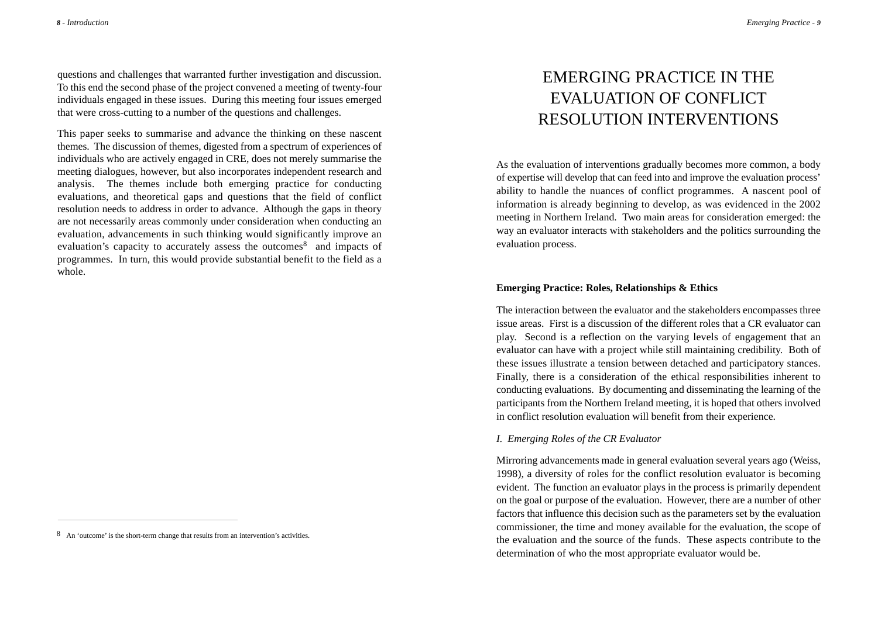questions and challenges that warranted further investigation and discussion. To this end the second phase of the project convened a meeting of twenty-four individuals engaged in these issues. During this meeting four issues emerged that were cross-cutting to a number of the questions and challenges.

This paper seeks to summarise and advance the thinking on these nascent themes. The discussion of themes, digested from a spectrum of experiences of individuals who are actively engaged in CRE, does not merely summarise the meeting dialogues, however, but also incorporates independent research and analysis. The themes include both emerging practice for conducting evaluations, and theoretical gaps and questions that the field of conflict resolution needs to address in order to advance. Although the gaps in theory are not necessarily areas commonly under consideration when conducting an evaluation, advancements in such thinking would significantly improve an evaluation's capacity to accurately assess the outcomes[8] and impacts of programmes. In turn, this would provide substantial benefit to the field as a whole.

[8] An 'outcome' is the short-term change that results from an intervention's activities.

# EMERGING PRACTICE IN THE EVALUATION OF CONFLICT RESOLUTION INTERVENTIONS

As the evaluation of interventions gradually becomes more common, a body of expertise will develop that can feed into and improve the evaluation process' ability to handle the nuances of conflict programmes. A nascent pool of information is already beginning to develop, as was evidenced in the 2002 meeting in Northern Ireland. Two main areas for consideration emerged: the way an evaluator interacts with stakeholders and the politics surrounding the evaluation process.

## Emerging Practice: Roles, Relationships & Ethics

The interaction between the evaluator and the stakeholders encompasses three issue areas. First is a discussion of the different roles that a CR evaluator can play. Second is a reflection on the varying levels of engagement that an evaluator can have with a project while still maintaining credibility. Both of these issues illustrate a tension between detached and participatory stances. Finally, there is a consideration of the ethical responsibilities inherent to conducting evaluations. By documenting and disseminating the learning of the participants from the Northern Ireland meeting, it is hoped that others involved in conflict resolution evaluation will benefit from their experience.

### *I. Emerging Roles of the CR Evaluator*

Mirroring advancements made in general evaluation several years ago (Weiss, 1998), a diversity of roles for the conflict resolution evaluator is becoming evident. The function an evaluator plays in the process is primarily dependent on the goal or purpose of the evaluation. However, there are a number of other factors that influence this decision such as the parameters set by the evaluation commissioner, the time and money available for the evaluation, the scope of the evaluation and the source of the funds. These aspects contribute to the determination of who the most appropriate evaluator would be.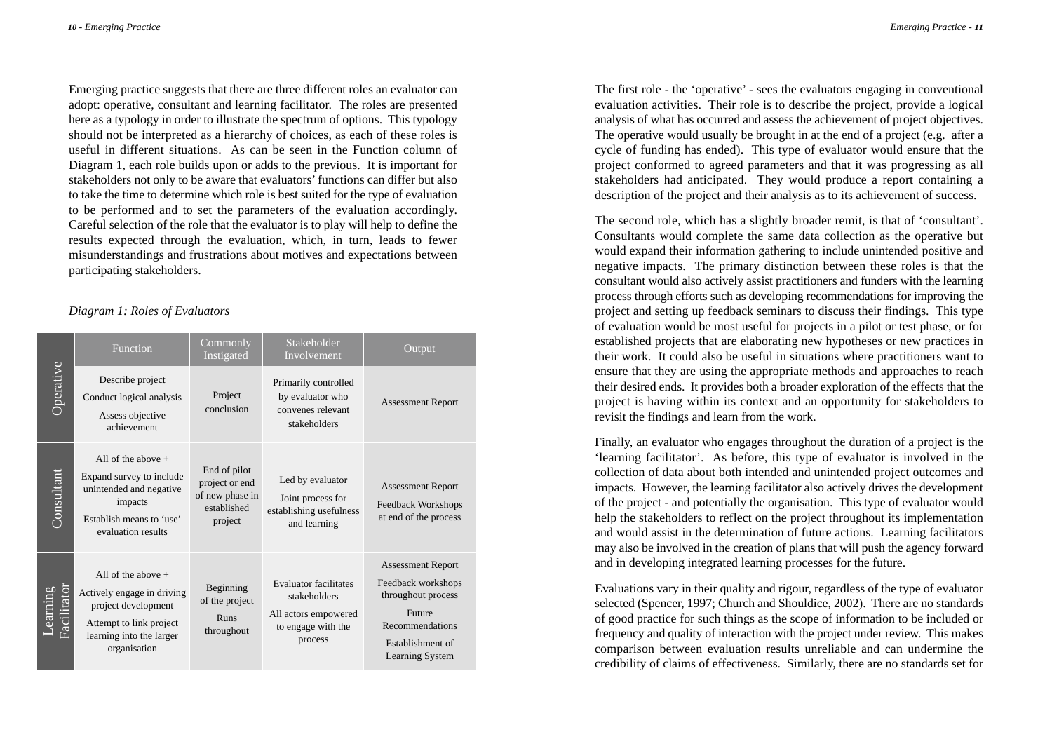Emerging practice suggests that there are three different roles an evaluator can adopt: operative, consultant and learning facilitator. The roles are presented here as a typology in order to illustrate the spectrum of options. This typology should not be interpreted as a hierarchy of choices, as each of these roles is useful in different situations. As can be seen in the Function column of Diagram 1, each role builds upon or adds to the previous. It is important for stakeholders not only to be aware that evaluators' functions can differ but also to take the time to determine which role is best suited for the type of evaluation to be performed and to set the parameters of the evaluation accordingly. Careful selection of the role that the evaluator is to play will help to define the results expected through the evaluation, which, in turn, leads to fewer misunderstandings and frustrations about motives and expectations between participating stakeholders.

*Diagram 1: Roles of Evaluators*

| | Function | Commonly Instigated | Stakeholder Involvement | Output |
|---|---|---|---|---|
| Operative | Describe project<br>Conduct logical analysis<br>Assess objective achievement | Project conclusion | Primarily controlled by evaluator who convenes relevant stakeholders | Assessment Report |
| Consultant | All of the above +<br>Expand survey to include unintended and negative impacts<br>Establish means to 'use' evaluation results | End of pilot project or end of new phase in established project | Led by evaluator<br>Joint process for establishing usefulness and learning | Assessment Report<br>Feedback Workshops at end of the process |
| Learning Facilitator | All of the above +<br>Actively engage in driving project development<br>Attempt to link project learning into the larger organisation | Beginning of the project<br>Runs throughout | Evaluator facilitates stakeholders<br>All actors empowered to engage with the process | Assessment Report<br>Feedback workshops throughout process<br>Future Recommendations<br>Establishment of Learning System |

The first role - the 'operative' - sees the evaluators engaging in conventional evaluation activities. Their role is to describe the project, provide a logical analysis of what has occurred and assess the achievement of project objectives. The operative would usually be brought in at the end of a project (e.g. after a cycle of funding has ended). This type of evaluator would ensure that the project conformed to agreed parameters and that it was progressing as all stakeholders had anticipated. They would produce a report containing a description of the project and their analysis as to its achievement of success.

The second role, which has a slightly broader remit, is that of 'consultant'. Consultants would complete the same data collection as the operative but would expand their information gathering to include unintended positive and negative impacts. The primary distinction between these roles is that the consultant would also actively assist practitioners and funders with the learning process through efforts such as developing recommendations for improving the project and setting up feedback seminars to discuss their findings. This type of evaluation would be most useful for projects in a pilot or test phase, or for established projects that are elaborating new hypotheses or new practices in their work. It could also be useful in situations where practitioners want to ensure that they are using the appropriate methods and approaches to reach their desired ends. It provides both a broader exploration of the effects that the project is having within its context and an opportunity for stakeholders to revisit the findings and learn from the work.

Finally, an evaluator who engages throughout the duration of a project is the 'learning facilitator'. As before, this type of evaluator is involved in the collection of data about both intended and unintended project outcomes and impacts. However, the learning facilitator also actively drives the development of the project - and potentially the organisation. This type of evaluator would help the stakeholders to reflect on the project throughout its implementation and would assist in the determination of future actions. Learning facilitators may also be involved in the creation of plans that will push the agency forward and in developing integrated learning processes for the future.

Evaluations vary in their quality and rigour, regardless of the type of evaluator selected (Spencer, 1997; Church and Shouldice, 2002). There are no standards of good practice for such things as the scope of information to be included or frequency and quality of interaction with the project under review. This makes comparison between evaluation results unreliable and can undermine the credibility of claims of effectiveness. Similarly, there are no standards set for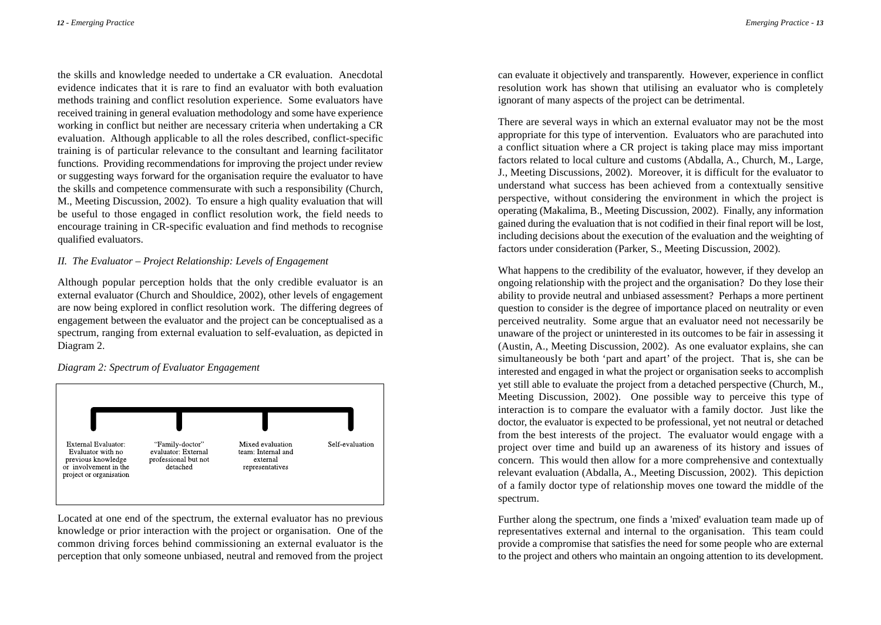the skills and knowledge needed to undertake a CR evaluation. Anecdotal evidence indicates that it is rare to find an evaluator with both evaluation methods training and conflict resolution experience. Some evaluators have received training in general evaluation methodology and some have experience working in conflict but neither are necessary criteria when undertaking a CR evaluation. Although applicable to all the roles described, conflict-specific training is of particular relevance to the consultant and learning facilitator functions. Providing recommendations for improving the project under review or suggesting ways forward for the organisation require the evaluator to have the skills and competence commensurate with such a responsibility (Church, M., Meeting Discussion, 2002). To ensure a high quality evaluation that will be useful to those engaged in conflict resolution work, the field needs to encourage training in CR-specific evaluation and find methods to recognise qualified evaluators.

*II. The Evaluator – Project Relationship: Levels of Engagement*

Although popular perception holds that the only credible evaluator is an external evaluator (Church and Shouldice, 2002), other levels of engagement are now being explored in conflict resolution work. The differing degrees of engagement between the evaluator and the project can be conceptualised as a spectrum, ranging from external evaluation to self-evaluation, as depicted in Diagram 2.

*Diagram 2: Spectrum of Evaluator Engagement*

| External Evaluator: Evaluator with no previous knowledge or involvement in the project or organisation | "Family-doctor" evaluator: External professional but not detached | Mixed evaluation team: Internal and external representatives | Self-evaluation |
|---|---|---|---|

Located at one end of the spectrum, the external evaluator has no previous knowledge or prior interaction with the project or organisation. One of the common driving forces behind commissioning an external evaluator is the perception that only someone unbiased, neutral and removed from the project can evaluate it objectively and transparently. However, experience in conflict resolution work has shown that utilising an evaluator who is completely ignorant of many aspects of the project can be detrimental.

There are several ways in which an external evaluator may not be the most appropriate for this type of intervention. Evaluators who are parachuted into a conflict situation where a CR project is taking place may miss important factors related to local culture and customs (Abdalla, A., Church, M., Large, J., Meeting Discussions, 2002). Moreover, it is difficult for the evaluator to understand what success has been achieved from a contextually sensitive perspective, without considering the environment in which the project is operating (Makalima, B., Meeting Discussion, 2002). Finally, any information gained during the evaluation that is not codified in their final report will be lost, including decisions about the execution of the evaluation and the weighting of factors under consideration (Parker, S., Meeting Discussion, 2002).

What happens to the credibility of the evaluator, however, if they develop an ongoing relationship with the project and the organisation? Do they lose their ability to provide neutral and unbiased assessment? Perhaps a more pertinent question to consider is the degree of importance placed on neutrality or even perceived neutrality. Some argue that an evaluator need not necessarily be unaware of the project or uninterested in its outcomes to be fair in assessing it (Austin, A., Meeting Discussion, 2002). As one evaluator explains, she can simultaneously be both 'part and apart' of the project. That is, she can be interested and engaged in what the project or organisation seeks to accomplish yet still able to evaluate the project from a detached perspective (Church, M., Meeting Discussion, 2002). One possible way to perceive this type of interaction is to compare the evaluator with a family doctor. Just like the doctor, the evaluator is expected to be professional, yet not neutral or detached from the best interests of the project. The evaluator would engage with a project over time and build up an awareness of its history and issues of concern. This would then allow for a more comprehensive and contextually relevant evaluation (Abdalla, A., Meeting Discussion, 2002). This depiction of a family doctor type of relationship moves one toward the middle of the spectrum.

Further along the spectrum, one finds a 'mixed' evaluation team made up of representatives external and internal to the organisation. This team could provide a compromise that satisfies the need for some people who are external to the project and others who maintain an ongoing attention to its development.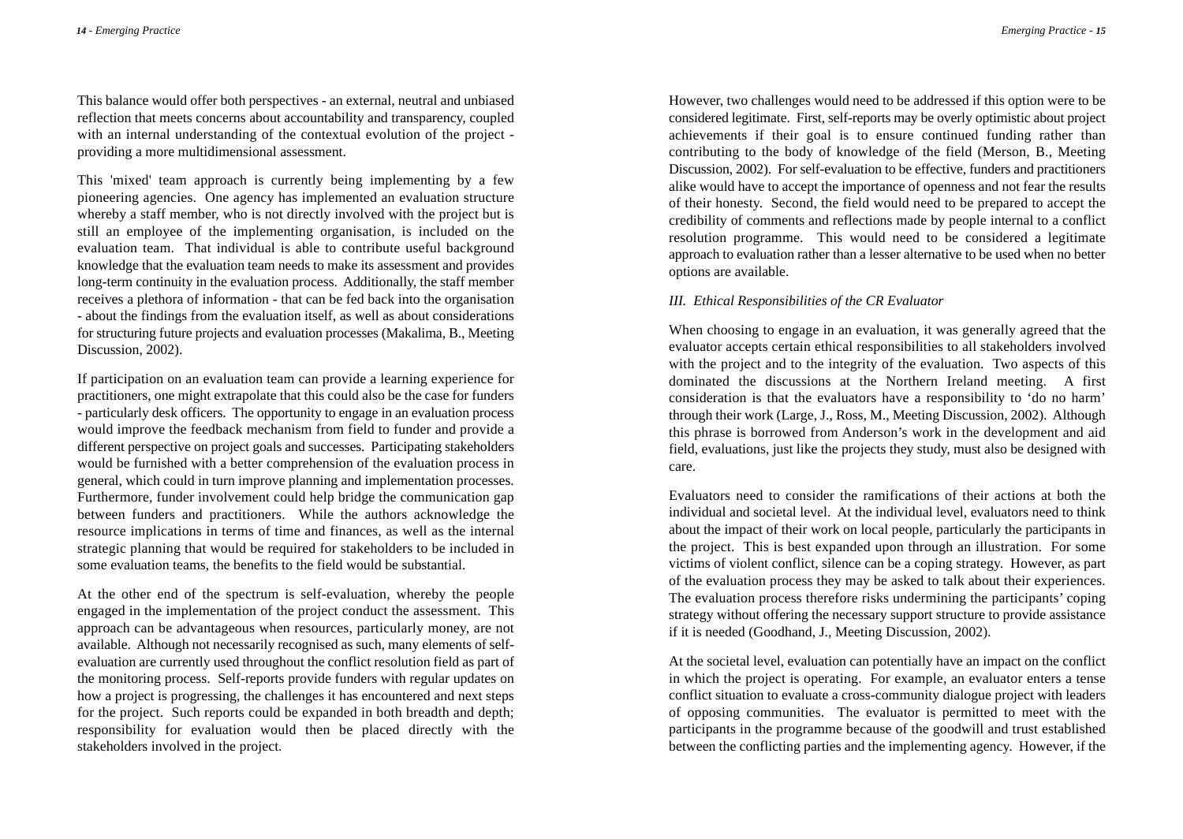This balance would offer both perspectives - an external, neutral and unbiased reflection that meets concerns about accountability and transparency, coupled with an internal understanding of the contextual evolution of the project - providing a more multidimensional assessment.

This 'mixed' team approach is currently being implementing by a few pioneering agencies. One agency has implemented an evaluation structure whereby a staff member, who is not directly involved with the project but is still an employee of the implementing organisation, is included on the evaluation team. That individual is able to contribute useful background knowledge that the evaluation team needs to make its assessment and provides long-term continuity in the evaluation process. Additionally, the staff member receives a plethora of information - that can be fed back into the organisation - about the findings from the evaluation itself, as well as about considerations for structuring future projects and evaluation processes (Makalima, B., Meeting Discussion, 2002).

If participation on an evaluation team can provide a learning experience for practitioners, one might extrapolate that this could also be the case for funders - particularly desk officers. The opportunity to engage in an evaluation process would improve the feedback mechanism from field to funder and provide a different perspective on project goals and successes. Participating stakeholders would be furnished with a better comprehension of the evaluation process in general, which could in turn improve planning and implementation processes. Furthermore, funder involvement could help bridge the communication gap between funders and practitioners. While the authors acknowledge the resource implications in terms of time and finances, as well as the internal strategic planning that would be required for stakeholders to be included in some evaluation teams, the benefits to the field would be substantial.

At the other end of the spectrum is self-evaluation, whereby the people engaged in the implementation of the project conduct the assessment. This approach can be advantageous when resources, particularly money, are not available. Although not necessarily recognised as such, many elements of self-evaluation are currently used throughout the conflict resolution field as part of the monitoring process. Self-reports provide funders with regular updates on how a project is progressing, the challenges it has encountered and next steps for the project. Such reports could be expanded in both breadth and depth; responsibility for evaluation would then be placed directly with the stakeholders involved in the project.

However, two challenges would need to be addressed if this option were to be considered legitimate. First, self-reports may be overly optimistic about project achievements if their goal is to ensure continued funding rather than contributing to the body of knowledge of the field (Merson, B., Meeting Discussion, 2002). For self-evaluation to be effective, funders and practitioners alike would have to accept the importance of openness and not fear the results of their honesty. Second, the field would need to be prepared to accept the credibility of comments and reflections made by people internal to a conflict resolution programme. This would need to be considered a legitimate approach to evaluation rather than a lesser alternative to be used when no better options are available.

### *III. Ethical Responsibilities of the CR Evaluator*

When choosing to engage in an evaluation, it was generally agreed that the evaluator accepts certain ethical responsibilities to all stakeholders involved with the project and to the integrity of the evaluation. Two aspects of this dominated the discussions at the Northern Ireland meeting. A first consideration is that the evaluators have a responsibility to 'do no harm' through their work (Large, J., Ross, M., Meeting Discussion, 2002). Although this phrase is borrowed from Anderson's work in the development and aid field, evaluations, just like the projects they study, must also be designed with care.

Evaluators need to consider the ramifications of their actions at both the individual and societal level. At the individual level, evaluators need to think about the impact of their work on local people, particularly the participants in the project. This is best expanded upon through an illustration. For some victims of violent conflict, silence can be a coping strategy. However, as part of the evaluation process they may be asked to talk about their experiences. The evaluation process therefore risks undermining the participants' coping strategy without offering the necessary support structure to provide assistance if it is needed (Goodhand, J., Meeting Discussion, 2002).

At the societal level, evaluation can potentially have an impact on the conflict in which the project is operating. For example, an evaluator enters a tense conflict situation to evaluate a cross-community dialogue project with leaders of opposing communities. The evaluator is permitted to meet with the participants in the programme because of the goodwill and trust established between the conflicting parties and the implementing agency. However, if the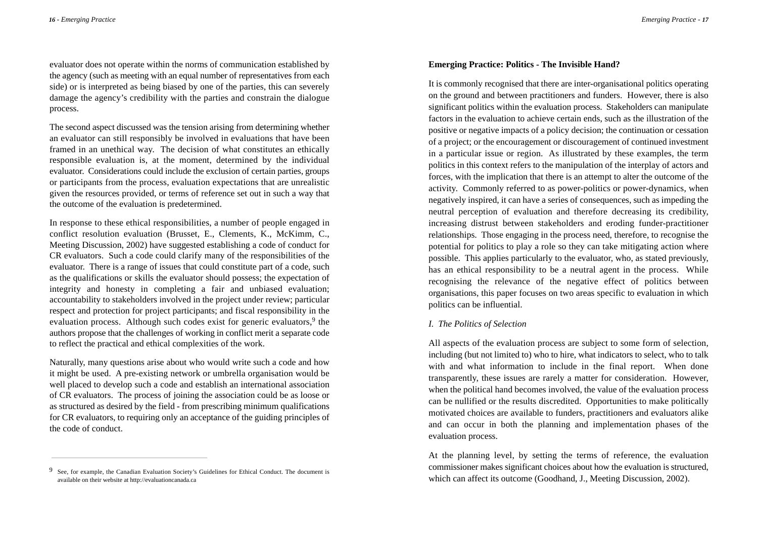evaluator does not operate within the norms of communication established by the agency (such as meeting with an equal number of representatives from each side) or is interpreted as being biased by one of the parties, this can severely damage the agency's credibility with the parties and constrain the dialogue process.

The second aspect discussed was the tension arising from determining whether an evaluator can still responsibly be involved in evaluations that have been framed in an unethical way. The decision of what constitutes an ethically responsible evaluation is, at the moment, determined by the individual evaluator. Considerations could include the exclusion of certain parties, groups or participants from the process, evaluation expectations that are unrealistic given the resources provided, or terms of reference set out in such a way that the outcome of the evaluation is predetermined.

In response to these ethical responsibilities, a number of people engaged in conflict resolution evaluation (Brusset, E., Clements, K., McKimm, C., Meeting Discussion, 2002) have suggested establishing a code of conduct for CR evaluators. Such a code could clarify many of the responsibilities of the evaluator. There is a range of issues that could constitute part of a code, such as the qualifications or skills the evaluator should possess; the expectation of integrity and honesty in completing a fair and unbiased evaluation; accountability to stakeholders involved in the project under review; particular respect and protection for project participants; and fiscal responsibility in the evaluation process. Although such codes exist for generic evaluators,[9] the authors propose that the challenges of working in conflict merit a separate code to reflect the practical and ethical complexities of the work.

Naturally, many questions arise about who would write such a code and how it might be used. A pre-existing network or umbrella organisation would be well placed to develop such a code and establish an international association of CR evaluators. The process of joining the association could be as loose or as structured as desired by the field - from prescribing minimum qualifications for CR evaluators, to requiring only an acceptance of the guiding principles of the code of conduct.

[9] See, for example, the Canadian Evaluation Society's Guidelines for Ethical Conduct. The document is available on their website at http://evaluationcanada.ca

**Emerging Practice: Politics - The Invisible Hand?**

It is commonly recognised that there are inter-organisational politics operating on the ground and between practitioners and funders. However, there is also significant politics within the evaluation process. Stakeholders can manipulate factors in the evaluation to achieve certain ends, such as the illustration of the positive or negative impacts of a policy decision; the continuation or cessation of a project; or the encouragement or discouragement of continued investment in a particular issue or region. As illustrated by these examples, the term politics in this context refers to the manipulation of the interplay of actors and forces, with the implication that there is an attempt to alter the outcome of the activity. Commonly referred to as power-politics or power-dynamics, when negatively inspired, it can have a series of consequences, such as impeding the neutral perception of evaluation and therefore decreasing its credibility, increasing distrust between stakeholders and eroding funder-practitioner relationships. Those engaging in the process need, therefore, to recognise the potential for politics to play a role so they can take mitigating action where possible. This applies particularly to the evaluator, who, as stated previously, has an ethical responsibility to be a neutral agent in the process. While recognising the relevance of the negative effect of politics between organisations, this paper focuses on two areas specific to evaluation in which politics can be influential.

*I. The Politics of Selection*

All aspects of the evaluation process are subject to some form of selection, including (but not limited to) who to hire, what indicators to select, who to talk with and what information to include in the final report. When done transparently, these issues are rarely a matter for consideration. However, when the political hand becomes involved, the value of the evaluation process can be nullified or the results discredited. Opportunities to make politically motivated choices are available to funders, practitioners and evaluators alike and can occur in both the planning and implementation phases of the evaluation process.

At the planning level, by setting the terms of reference, the evaluation commissioner makes significant choices about how the evaluation is structured, which can affect its outcome (Goodhand, J., Meeting Discussion, 2002).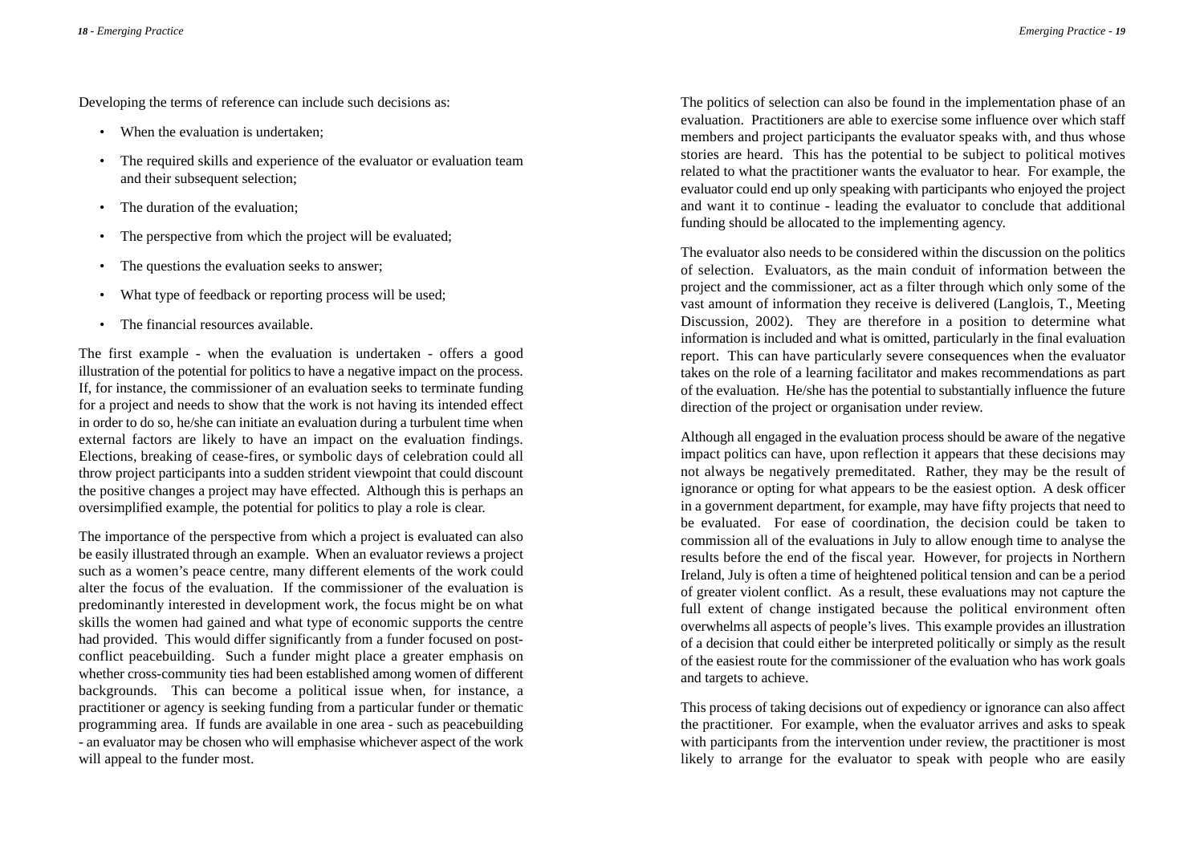Developing the terms of reference can include such decisions as:

- When the evaluation is undertaken;
- The required skills and experience of the evaluator or evaluation team and their subsequent selection;
- The duration of the evaluation;
- The perspective from which the project will be evaluated;
- The questions the evaluation seeks to answer;
- What type of feedback or reporting process will be used;
- The financial resources available.

The first example - when the evaluation is undertaken - offers a good illustration of the potential for politics to have a negative impact on the process. If, for instance, the commissioner of an evaluation seeks to terminate funding for a project and needs to show that the work is not having its intended effect in order to do so, he/she can initiate an evaluation during a turbulent time when external factors are likely to have an impact on the evaluation findings. Elections, breaking of cease-fires, or symbolic days of celebration could all throw project participants into a sudden strident viewpoint that could discount the positive changes a project may have effected. Although this is perhaps an oversimplified example, the potential for politics to play a role is clear.

The importance of the perspective from which a project is evaluated can also be easily illustrated through an example. When an evaluator reviews a project such as a women's peace centre, many different elements of the work could alter the focus of the evaluation. If the commissioner of the evaluation is predominantly interested in development work, the focus might be on what skills the women had gained and what type of economic supports the centre had provided. This would differ significantly from a funder focused on post-conflict peacebuilding. Such a funder might place a greater emphasis on whether cross-community ties had been established among women of different backgrounds. This can become a political issue when, for instance, a practitioner or agency is seeking funding from a particular funder or thematic programming area. If funds are available in one area - such as peacebuilding - an evaluator may be chosen who will emphasise whichever aspect of the work will appeal to the funder most.

The politics of selection can also be found in the implementation phase of an evaluation. Practitioners are able to exercise some influence over which staff members and project participants the evaluator speaks with, and thus whose stories are heard. This has the potential to be subject to political motives related to what the practitioner wants the evaluator to hear. For example, the evaluator could end up only speaking with participants who enjoyed the project and want it to continue - leading the evaluator to conclude that additional funding should be allocated to the implementing agency.

The evaluator also needs to be considered within the discussion on the politics of selection. Evaluators, as the main conduit of information between the project and the commissioner, act as a filter through which only some of the vast amount of information they receive is delivered (Langlois, T., Meeting Discussion, 2002). They are therefore in a position to determine what information is included and what is omitted, particularly in the final evaluation report. This can have particularly severe consequences when the evaluator takes on the role of a learning facilitator and makes recommendations as part of the evaluation. He/she has the potential to substantially influence the future direction of the project or organisation under review.

Although all engaged in the evaluation process should be aware of the negative impact politics can have, upon reflection it appears that these decisions may not always be negatively premeditated. Rather, they may be the result of ignorance or opting for what appears to be the easiest option. A desk officer in a government department, for example, may have fifty projects that need to be evaluated. For ease of coordination, the decision could be taken to commission all of the evaluations in July to allow enough time to analyse the results before the end of the fiscal year. However, for projects in Northern Ireland, July is often a time of heightened political tension and can be a period of greater violent conflict. As a result, these evaluations may not capture the full extent of change instigated because the political environment often overwhelms all aspects of people's lives. This example provides an illustration of a decision that could either be interpreted politically or simply as the result of the easiest route for the commissioner of the evaluation who has work goals and targets to achieve.

This process of taking decisions out of expediency or ignorance can also affect the practitioner. For example, when the evaluator arrives and asks to speak with participants from the intervention under review, the practitioner is most likely to arrange for the evaluator to speak with people who are easily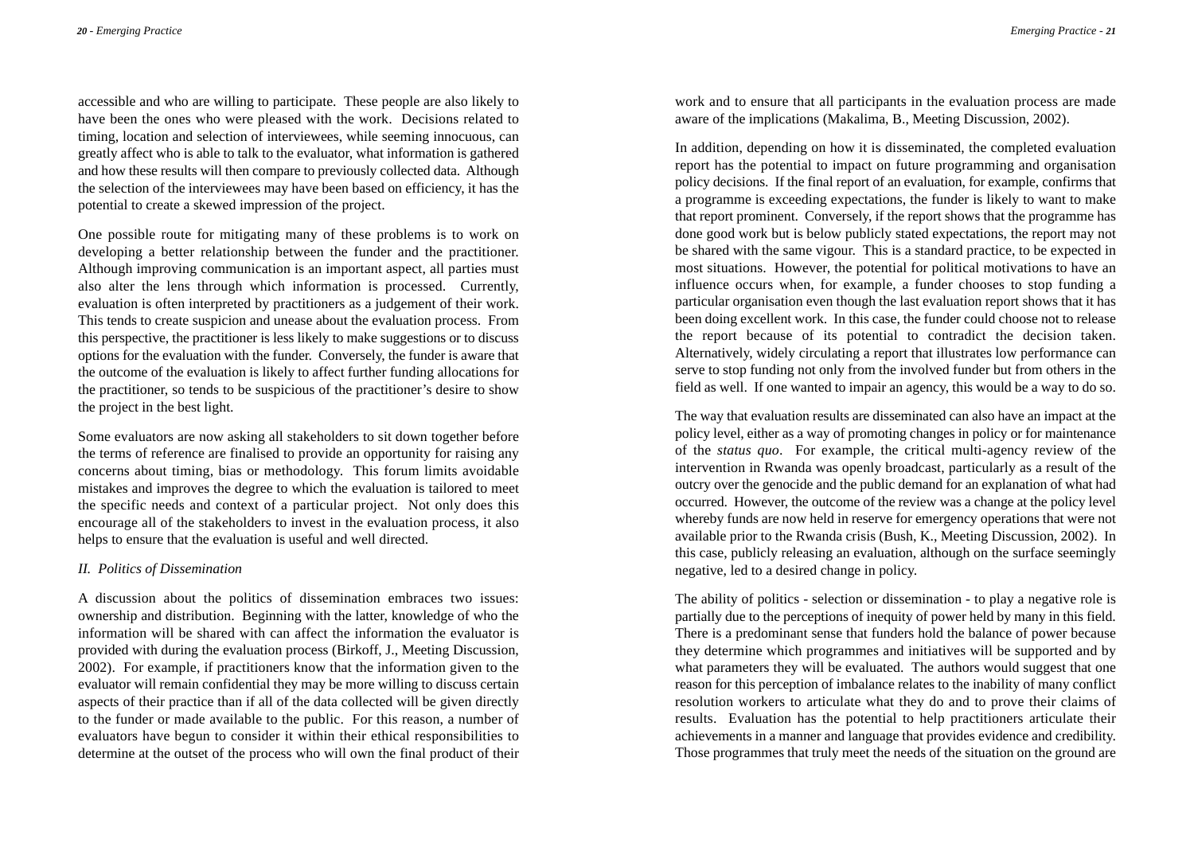accessible and who are willing to participate. These people are also likely to have been the ones who were pleased with the work. Decisions related to timing, location and selection of interviewees, while seeming innocuous, can greatly affect who is able to talk to the evaluator, what information is gathered and how these results will then compare to previously collected data. Although the selection of the interviewees may have been based on efficiency, it has the potential to create a skewed impression of the project.

One possible route for mitigating many of these problems is to work on developing a better relationship between the funder and the practitioner. Although improving communication is an important aspect, all parties must also alter the lens through which information is processed. Currently, evaluation is often interpreted by practitioners as a judgement of their work. This tends to create suspicion and unease about the evaluation process. From this perspective, the practitioner is less likely to make suggestions or to discuss options for the evaluation with the funder. Conversely, the funder is aware that the outcome of the evaluation is likely to affect further funding allocations for the practitioner, so tends to be suspicious of the practitioner's desire to show the project in the best light.

Some evaluators are now asking all stakeholders to sit down together before the terms of reference are finalised to provide an opportunity for raising any concerns about timing, bias or methodology. This forum limits avoidable mistakes and improves the degree to which the evaluation is tailored to meet the specific needs and context of a particular project. Not only does this encourage all of the stakeholders to invest in the evaluation process, it also helps to ensure that the evaluation is useful and well directed.

### *II. Politics of Dissemination*

A discussion about the politics of dissemination embraces two issues: ownership and distribution. Beginning with the latter, knowledge of who the information will be shared with can affect the information the evaluator is provided with during the evaluation process (Birkoff, J., Meeting Discussion, 2002). For example, if practitioners know that the information given to the evaluator will remain confidential they may be more willing to discuss certain aspects of their practice than if all of the data collected will be given directly to the funder or made available to the public. For this reason, a number of evaluators have begun to consider it within their ethical responsibilities to determine at the outset of the process who will own the final product of their work and to ensure that all participants in the evaluation process are made aware of the implications (Makalima, B., Meeting Discussion, 2002).

In addition, depending on how it is disseminated, the completed evaluation report has the potential to impact on future programming and organisation policy decisions. If the final report of an evaluation, for example, confirms that a programme is exceeding expectations, the funder is likely to want to make that report prominent. Conversely, if the report shows that the programme has done good work but is below publicly stated expectations, the report may not be shared with the same vigour. This is a standard practice, to be expected in most situations. However, the potential for political motivations to have an influence occurs when, for example, a funder chooses to stop funding a particular organisation even though the last evaluation report shows that it has been doing excellent work. In this case, the funder could choose not to release the report because of its potential to contradict the decision taken. Alternatively, widely circulating a report that illustrates low performance can serve to stop funding not only from the involved funder but from others in the field as well. If one wanted to impair an agency, this would be a way to do so.

The way that evaluation results are disseminated can also have an impact at the policy level, either as a way of promoting changes in policy or for maintenance of the *status quo*. For example, the critical multi-agency review of the intervention in Rwanda was openly broadcast, particularly as a result of the outcry over the genocide and the public demand for an explanation of what had occurred. However, the outcome of the review was a change at the policy level whereby funds are now held in reserve for emergency operations that were not available prior to the Rwanda crisis (Bush, K., Meeting Discussion, 2002). In this case, publicly releasing an evaluation, although on the surface seemingly negative, led to a desired change in policy.

The ability of politics - selection or dissemination - to play a negative role is partially due to the perceptions of inequity of power held by many in this field. There is a predominant sense that funders hold the balance of power because they determine which programmes and initiatives will be supported and by what parameters they will be evaluated. The authors would suggest that one reason for this perception of imbalance relates to the inability of many conflict resolution workers to articulate what they do and to prove their claims of results. Evaluation has the potential to help practitioners articulate their achievements in a manner and language that provides evidence and credibility. Those programmes that truly meet the needs of the situation on the ground are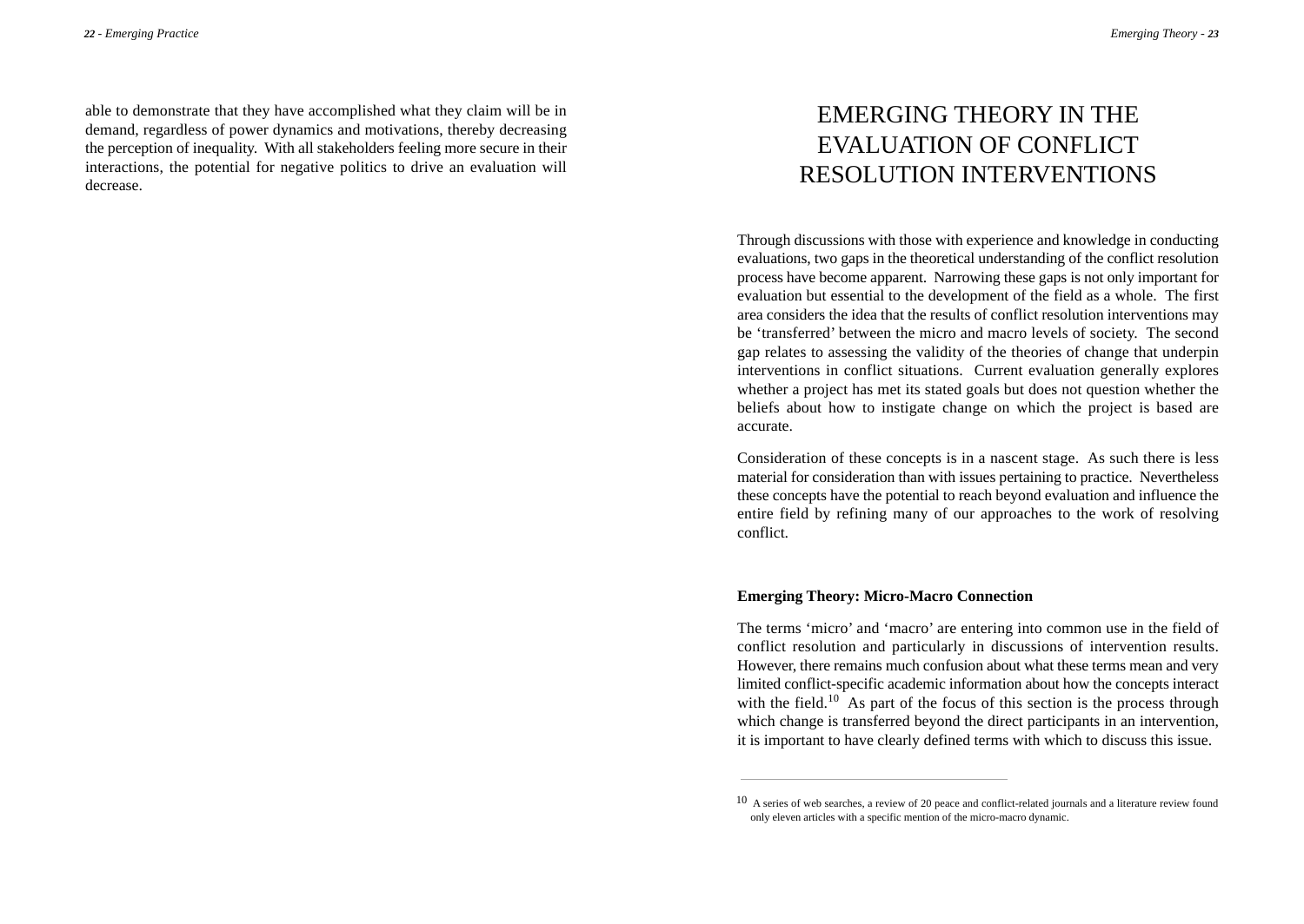able to demonstrate that they have accomplished what they claim will be in demand, regardless of power dynamics and motivations, thereby decreasing the perception of inequality. With all stakeholders feeling more secure in their interactions, the potential for negative politics to drive an evaluation will decrease.

# EMERGING THEORY IN THE EVALUATION OF CONFLICT RESOLUTION INTERVENTIONS

Through discussions with those with experience and knowledge in conducting evaluations, two gaps in the theoretical understanding of the conflict resolution process have become apparent. Narrowing these gaps is not only important for evaluation but essential to the development of the field as a whole. The first area considers the idea that the results of conflict resolution interventions may be 'transferred' between the micro and macro levels of society. The second gap relates to assessing the validity of the theories of change that underpin interventions in conflict situations. Current evaluation generally explores whether a project has met its stated goals but does not question whether the beliefs about how to instigate change on which the project is based are accurate.

Consideration of these concepts is in a nascent stage. As such there is less material for consideration than with issues pertaining to practice. Nevertheless these concepts have the potential to reach beyond evaluation and influence the entire field by refining many of our approaches to the work of resolving conflict.

**Emerging Theory: Micro-Macro Connection**

The terms 'micro' and 'macro' are entering into common use in the field of conflict resolution and particularly in discussions of intervention results. However, there remains much confusion about what these terms mean and very limited conflict-specific academic information about how the concepts interact with the field.[10] As part of the focus of this section is the process through which change is transferred beyond the direct participants in an intervention, it is important to have clearly defined terms with which to discuss this issue.

---

[10] A series of web searches, a review of 20 peace and conflict-related journals and a literature review found only eleven articles with a specific mention of the micro-macro dynamic.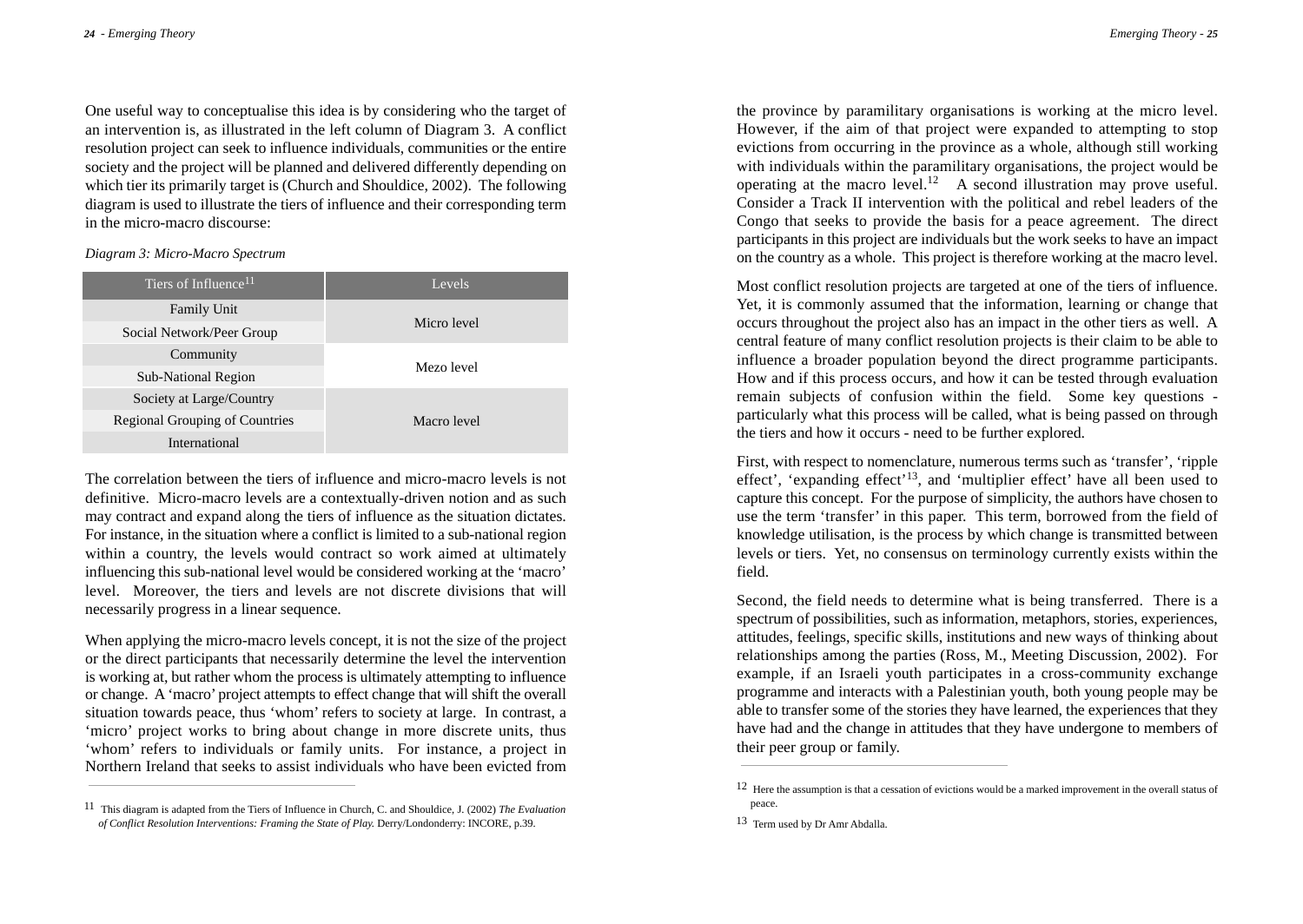One useful way to conceptualise this idea is by considering who the target of an intervention is, as illustrated in the left column of Diagram 3. A conflict resolution project can seek to influence individuals, communities or the entire society and the project will be planned and delivered differently depending on which tier its primarily target is (Church and Shouldice, 2002). The following diagram is used to illustrate the tiers of influence and their corresponding term in the micro-macro discourse:

*Diagram 3: Micro-Macro Spectrum*

| Tiers of Influence[11] | Levels |
|---|---|
| Family Unit | Micro level |
| Social Network/Peer Group | |
| Community | Mezo level |
| Sub-National Region | |
| Society at Large/Country | Macro level |
| Regional Grouping of Countries | |
| International | |

The correlation between the tiers of influence and micro-macro levels is not definitive. Micro-macro levels are a contextually-driven notion and as such may contract and expand along the tiers of influence as the situation dictates. For instance, in the situation where a conflict is limited to a sub-national region within a country, the levels would contract so work aimed at ultimately influencing this sub-national level would be considered working at the 'macro' level. Moreover, the tiers and levels are not discrete divisions that will necessarily progress in a linear sequence.

When applying the micro-macro levels concept, it is not the size of the project or the direct participants that necessarily determine the level the intervention is working at, but rather whom the process is ultimately attempting to influence or change. A 'macro' project attempts to effect change that will shift the overall situation towards peace, thus 'whom' refers to society at large. In contrast, a 'micro' project works to bring about change in more discrete units, thus 'whom' refers to individuals or family units. For instance, a project in Northern Ireland that seeks to assist individuals who have been evicted from the province by paramilitary organisations is working at the micro level. However, if the aim of that project were expanded to attempting to stop evictions from occurring in the province as a whole, although still working with individuals within the paramilitary organisations, the project would be operating at the macro level.[12] A second illustration may prove useful. Consider a Track II intervention with the political and rebel leaders of the Congo that seeks to provide the basis for a peace agreement. The direct participants in this project are individuals but the work seeks to have an impact on the country as a whole. This project is therefore working at the macro level.

Most conflict resolution projects are targeted at one of the tiers of influence. Yet, it is commonly assumed that the information, learning or change that occurs throughout the project also has an impact in the other tiers as well. A central feature of many conflict resolution projects is their claim to be able to influence a broader population beyond the direct programme participants. How and if this process occurs, and how it can be tested through evaluation remain subjects of confusion within the field. Some key questions - particularly what this process will be called, what is being passed on through the tiers and how it occurs - need to be further explored.

First, with respect to nomenclature, numerous terms such as 'transfer', 'ripple effect', 'expanding effect'[13], and 'multiplier effect' have all been used to capture this concept. For the purpose of simplicity, the authors have chosen to use the term 'transfer' in this paper. This term, borrowed from the field of knowledge utilisation, is the process by which change is transmitted between levels or tiers. Yet, no consensus on terminology currently exists within the field.

Second, the field needs to determine what is being transferred. There is a spectrum of possibilities, such as information, metaphors, stories, experiences, attitudes, feelings, specific skills, institutions and new ways of thinking about relationships among the parties (Ross, M., Meeting Discussion, 2002). For example, if an Israeli youth participates in a cross-community exchange programme and interacts with a Palestinian youth, both young people may be able to transfer some of the stories they have learned, the experiences that they have had and the change in attitudes that they have undergone to members of their peer group or family.

---

[11] This diagram is adapted from the Tiers of Influence in Church, C. and Shouldice, J. (2002) *The Evaluation of Conflict Resolution Interventions: Framing the State of Play.* Derry/Londonderry: INCORE, p.39.

[12] Here the assumption is that a cessation of evictions would be a marked improvement in the overall status of peace.

[13] Term used by Dr Amr Abdalla.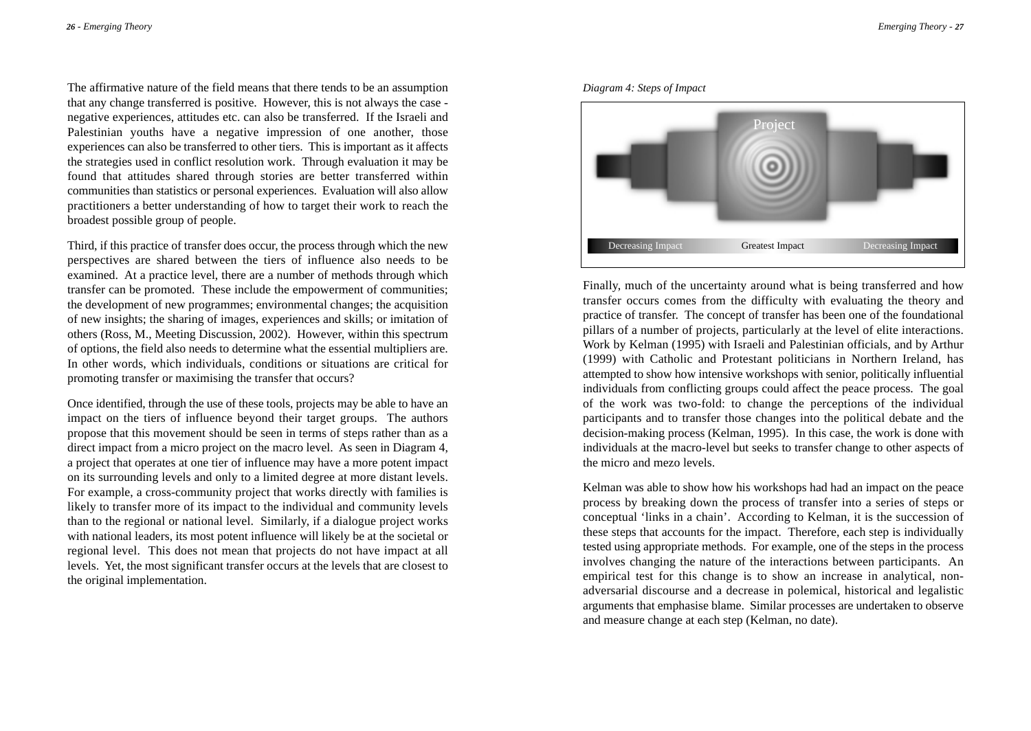The affirmative nature of the field means that there tends to be an assumption that any change transferred is positive. However, this is not always the case - negative experiences, attitudes etc. can also be transferred. If the Israeli and Palestinian youths have a negative impression of one another, those experiences can also be transferred to other tiers. This is important as it affects the strategies used in conflict resolution work. Through evaluation it may be found that attitudes shared through stories are better transferred within communities than statistics or personal experiences. Evaluation will also allow practitioners a better understanding of how to target their work to reach the broadest possible group of people.

Third, if this practice of transfer does occur, the process through which the new perspectives are shared between the tiers of influence also needs to be examined. At a practice level, there are a number of methods through which transfer can be promoted. These include the empowerment of communities; the development of new programmes; environmental changes; the acquisition of new insights; the sharing of images, experiences and skills; or imitation of others (Ross, M., Meeting Discussion, 2002). However, within this spectrum of options, the field also needs to determine what the essential multipliers are. In other words, which individuals, conditions or situations are critical for promoting transfer or maximising the transfer that occurs?

Once identified, through the use of these tools, projects may be able to have an impact on the tiers of influence beyond their target groups. The authors propose that this movement should be seen in terms of steps rather than as a direct impact from a micro project on the macro level. As seen in Diagram 4, a project that operates at one tier of influence may have a more potent impact on its surrounding levels and only to a limited degree at more distant levels. For example, a cross-community project that works directly with families is likely to transfer more of its impact to the individual and community levels than to the regional or national level. Similarly, if a dialogue project works with national leaders, its most potent influence will likely be at the societal or regional level. This does not mean that projects do not have impact at all levels. Yet, the most significant transfer occurs at the levels that are closest to the original implementation.

*Diagram 4: Steps of Impact*

Project

Decreasing Impact | Greatest Impact | Decreasing Impact

Finally, much of the uncertainty around what is being transferred and how transfer occurs comes from the difficulty with evaluating the theory and practice of transfer. The concept of transfer has been one of the foundational pillars of a number of projects, particularly at the level of elite interactions. Work by Kelman (1995) with Israeli and Palestinian officials, and by Arthur (1999) with Catholic and Protestant politicians in Northern Ireland, has attempted to show how intensive workshops with senior, politically influential individuals from conflicting groups could affect the peace process. The goal of the work was two-fold: to change the perceptions of the individual participants and to transfer those changes into the political debate and the decision-making process (Kelman, 1995). In this case, the work is done with individuals at the macro-level but seeks to transfer change to other aspects of the micro and mezo levels.

Kelman was able to show how his workshops had had an impact on the peace process by breaking down the process of transfer into a series of steps or conceptual 'links in a chain'. According to Kelman, it is the succession of these steps that accounts for the impact. Therefore, each step is individually tested using appropriate methods. For example, one of the steps in the process involves changing the nature of the interactions between participants. An empirical test for this change is to show an increase in analytical, non-adversarial discourse and a decrease in polemical, historical and legalistic arguments that emphasise blame. Similar processes are undertaken to observe and measure change at each step (Kelman, no date).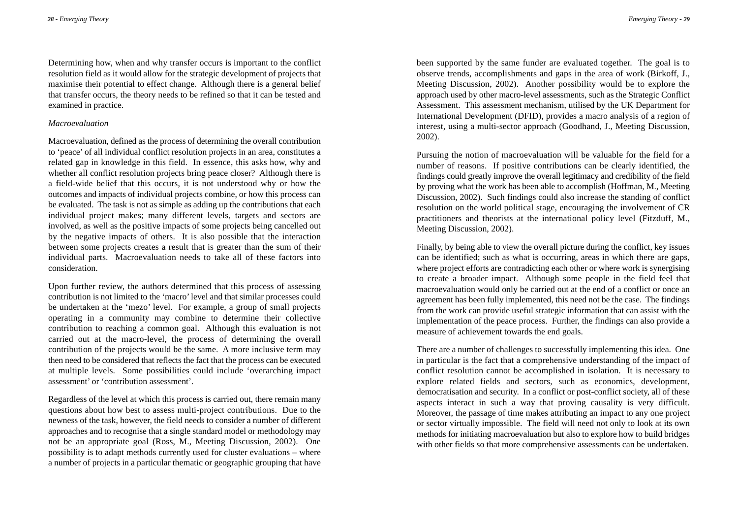Determining how, when and why transfer occurs is important to the conflict resolution field as it would allow for the strategic development of projects that maximise their potential to effect change. Although there is a general belief that transfer occurs, the theory needs to be refined so that it can be tested and examined in practice.

*Macroevaluation*

Macroevaluation, defined as the process of determining the overall contribution to 'peace' of all individual conflict resolution projects in an area, constitutes a related gap in knowledge in this field. In essence, this asks how, why and whether all conflict resolution projects bring peace closer? Although there is a field-wide belief that this occurs, it is not understood why or how the outcomes and impacts of individual projects combine, or how this process can be evaluated. The task is not as simple as adding up the contributions that each individual project makes; many different levels, targets and sectors are involved, as well as the positive impacts of some projects being cancelled out by the negative impacts of others. It is also possible that the interaction between some projects creates a result that is greater than the sum of their individual parts. Macroevaluation needs to take all of these factors into consideration.

Upon further review, the authors determined that this process of assessing contribution is not limited to the 'macro' level and that similar processes could be undertaken at the 'mezo' level. For example, a group of small projects operating in a community may combine to determine their collective contribution to reaching a common goal. Although this evaluation is not carried out at the macro-level, the process of determining the overall contribution of the projects would be the same. A more inclusive term may then need to be considered that reflects the fact that the process can be executed at multiple levels. Some possibilities could include 'overarching impact assessment' or 'contribution assessment'.

Regardless of the level at which this process is carried out, there remain many questions about how best to assess multi-project contributions. Due to the newness of the task, however, the field needs to consider a number of different approaches and to recognise that a single standard model or methodology may not be an appropriate goal (Ross, M., Meeting Discussion, 2002). One possibility is to adapt methods currently used for cluster evaluations – where a number of projects in a particular thematic or geographic grouping that have been supported by the same funder are evaluated together. The goal is to observe trends, accomplishments and gaps in the area of work (Birkoff, J., Meeting Discussion, 2002). Another possibility would be to explore the approach used by other macro-level assessments, such as the Strategic Conflict Assessment. This assessment mechanism, utilised by the UK Department for International Development (DFID), provides a macro analysis of a region of interest, using a multi-sector approach (Goodhand, J., Meeting Discussion, 2002).

Pursuing the notion of macroevaluation will be valuable for the field for a number of reasons. If positive contributions can be clearly identified, the findings could greatly improve the overall legitimacy and credibility of the field by proving what the work has been able to accomplish (Hoffman, M., Meeting Discussion, 2002). Such findings could also increase the standing of conflict resolution on the world political stage, encouraging the involvement of CR practitioners and theorists at the international policy level (Fitzduff, M., Meeting Discussion, 2002).

Finally, by being able to view the overall picture during the conflict, key issues can be identified; such as what is occurring, areas in which there are gaps, where project efforts are contradicting each other or where work is synergising to create a broader impact. Although some people in the field feel that macroevaluation would only be carried out at the end of a conflict or once an agreement has been fully implemented, this need not be the case. The findings from the work can provide useful strategic information that can assist with the implementation of the peace process. Further, the findings can also provide a measure of achievement towards the end goals.

There are a number of challenges to successfully implementing this idea. One in particular is the fact that a comprehensive understanding of the impact of conflict resolution cannot be accomplished in isolation. It is necessary to explore related fields and sectors, such as economics, development, democratisation and security. In a conflict or post-conflict society, all of these aspects interact in such a way that proving causality is very difficult. Moreover, the passage of time makes attributing an impact to any one project or sector virtually impossible. The field will need not only to look at its own methods for initiating macroevaluation but also to explore how to build bridges with other fields so that more comprehensive assessments can be undertaken.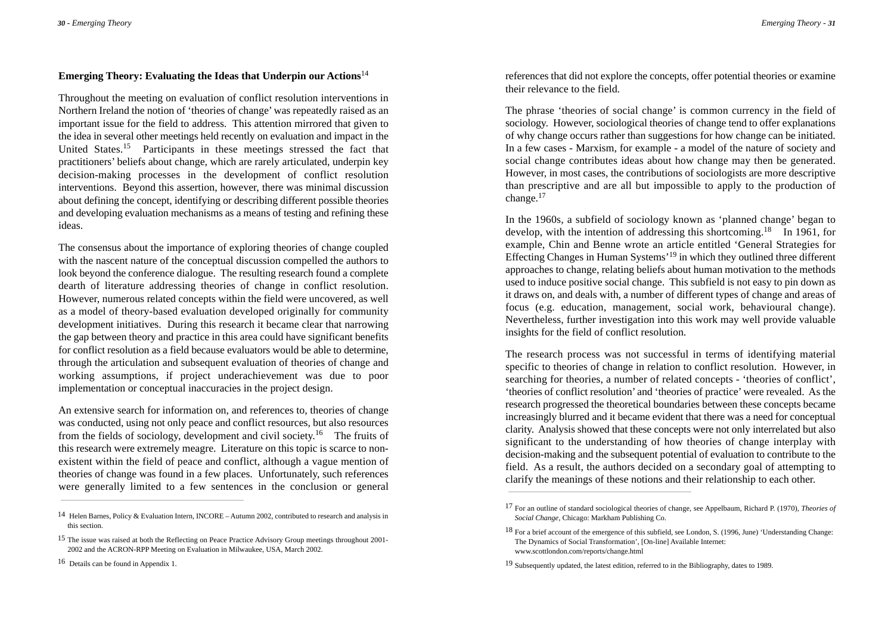## Emerging Theory: Evaluating the Ideas that Underpin our Actions[14]

Throughout the meeting on evaluation of conflict resolution interventions in Northern Ireland the notion of 'theories of change' was repeatedly raised as an important issue for the field to address. This attention mirrored that given to the idea in several other meetings held recently on evaluation and impact in the United States.[15] Participants in these meetings stressed the fact that practitioners' beliefs about change, which are rarely articulated, underpin key decision-making processes in the development of conflict resolution interventions. Beyond this assertion, however, there was minimal discussion about defining the concept, identifying or describing different possible theories and developing evaluation mechanisms as a means of testing and refining these ideas.

The consensus about the importance of exploring theories of change coupled with the nascent nature of the conceptual discussion compelled the authors to look beyond the conference dialogue. The resulting research found a complete dearth of literature addressing theories of change in conflict resolution. However, numerous related concepts within the field were uncovered, as well as a model of theory-based evaluation developed originally for community development initiatives. During this research it became clear that narrowing the gap between theory and practice in this area could have significant benefits for conflict resolution as a field because evaluators would be able to determine, through the articulation and subsequent evaluation of theories of change and working assumptions, if project underachievement was due to poor implementation or conceptual inaccuracies in the project design.

An extensive search for information on, and references to, theories of change was conducted, using not only peace and conflict resources, but also resources from the fields of sociology, development and civil society.[16] The fruits of this research were extremely meagre. Literature on this topic is scarce to non-existent within the field of peace and conflict, although a vague mention of theories of change was found in a few places. Unfortunately, such references were generally limited to a few sentences in the conclusion or general references that did not explore the concepts, offer potential theories or examine their relevance to the field.

The phrase 'theories of social change' is common currency in the field of sociology. However, sociological theories of change tend to offer explanations of why change occurs rather than suggestions for how change can be initiated. In a few cases - Marxism, for example - a model of the nature of society and social change contributes ideas about how change may then be generated. However, in most cases, the contributions of sociologists are more descriptive than prescriptive and are all but impossible to apply to the production of change.[17]

In the 1960s, a subfield of sociology known as 'planned change' began to develop, with the intention of addressing this shortcoming.[18] In 1961, for example, Chin and Benne wrote an article entitled 'General Strategies for Effecting Changes in Human Systems'[19] in which they outlined three different approaches to change, relating beliefs about human motivation to the methods used to induce positive social change. This subfield is not easy to pin down as it draws on, and deals with, a number of different types of change and areas of focus (e.g. education, management, social work, behavioural change). Nevertheless, further investigation into this work may well provide valuable insights for the field of conflict resolution.

The research process was not successful in terms of identifying material specific to theories of change in relation to conflict resolution. However, in searching for theories, a number of related concepts - 'theories of conflict', 'theories of conflict resolution' and 'theories of practice' were revealed. As the research progressed the theoretical boundaries between these concepts became increasingly blurred and it became evident that there was a need for conceptual clarity. Analysis showed that these concepts were not only interrelated but also significant to the understanding of how theories of change interplay with decision-making and the subsequent potential of evaluation to contribute to the field. As a result, the authors decided on a secondary goal of attempting to clarify the meanings of these notions and their relationship to each other.

---

[14] Helen Barnes, Policy & Evaluation Intern, INCORE – Autumn 2002, contributed to research and analysis in this section.

[15] The issue was raised at both the Reflecting on Peace Practice Advisory Group meetings throughout 2001-2002 and the ACRON-RPP Meeting on Evaluation in Milwaukee, USA, March 2002.

[16] Details can be found in Appendix 1.

[17] For an outline of standard sociological theories of change, see Appelbaum, Richard P. (1970), *Theories of Social Change*, Chicago: Markham Publishing Co.

[18] For a brief account of the emergence of this subfield, see London, S. (1996, June) 'Understanding Change: The Dynamics of Social Transformation', [On-line] Available Internet: www.scottlondon.com/reports/change.html

[19] Subsequently updated, the latest edition, referred to in the Bibliography, dates to 1989.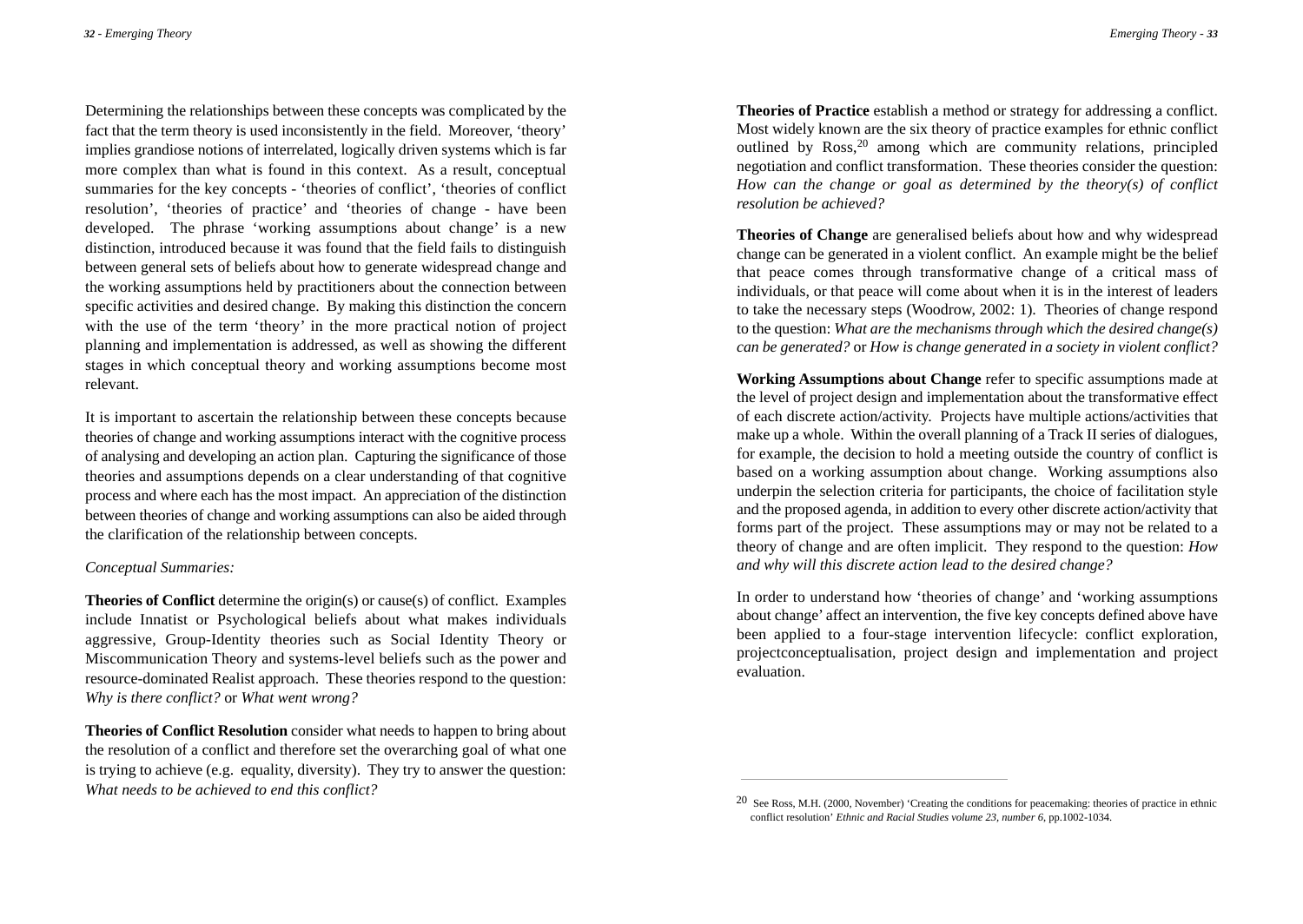Determining the relationships between these concepts was complicated by the fact that the term theory is used inconsistently in the field. Moreover, 'theory' implies grandiose notions of interrelated, logically driven systems which is far more complex than what is found in this context. As a result, conceptual summaries for the key concepts - 'theories of conflict', 'theories of conflict resolution', 'theories of practice' and 'theories of change - have been developed. The phrase 'working assumptions about change' is a new distinction, introduced because it was found that the field fails to distinguish between general sets of beliefs about how to generate widespread change and the working assumptions held by practitioners about the connection between specific activities and desired change. By making this distinction the concern with the use of the term 'theory' in the more practical notion of project planning and implementation is addressed, as well as showing the different stages in which conceptual theory and working assumptions become most relevant.

It is important to ascertain the relationship between these concepts because theories of change and working assumptions interact with the cognitive process of analysing and developing an action plan. Capturing the significance of those theories and assumptions depends on a clear understanding of that cognitive process and where each has the most impact. An appreciation of the distinction between theories of change and working assumptions can also be aided through the clarification of the relationship between concepts.

*Conceptual Summaries:*

**Theories of Conflict** determine the origin(s) or cause(s) of conflict. Examples include Innatist or Psychological beliefs about what makes individuals aggressive, Group-Identity theories such as Social Identity Theory or Miscommunication Theory and systems-level beliefs such as the power and resource-dominated Realist approach. These theories respond to the question: *Why is there conflict?* or *What went wrong?*

**Theories of Conflict Resolution** consider what needs to happen to bring about the resolution of a conflict and therefore set the overarching goal of what one is trying to achieve (e.g. equality, diversity). They try to answer the question: *What needs to be achieved to end this conflict?*

**Theories of Practice** establish a method or strategy for addressing a conflict. Most widely known are the six theory of practice examples for ethnic conflict outlined by Ross,[20] among which are community relations, principled negotiation and conflict transformation. These theories consider the question: *How can the change or goal as determined by the theory(s) of conflict resolution be achieved?*

**Theories of Change** are generalised beliefs about how and why widespread change can be generated in a violent conflict. An example might be the belief that peace comes through transformative change of a critical mass of individuals, or that peace will come about when it is in the interest of leaders to take the necessary steps (Woodrow, 2002: 1). Theories of change respond to the question: *What are the mechanisms through which the desired change(s) can be generated?* or *How is change generated in a society in violent conflict?*

**Working Assumptions about Change** refer to specific assumptions made at the level of project design and implementation about the transformative effect of each discrete action/activity. Projects have multiple actions/activities that make up a whole. Within the overall planning of a Track II series of dialogues, for example, the decision to hold a meeting outside the country of conflict is based on a working assumption about change. Working assumptions also underpin the selection criteria for participants, the choice of facilitation style and the proposed agenda, in addition to every other discrete action/activity that forms part of the project. These assumptions may or may not be related to a theory of change and are often implicit. They respond to the question: *How and why will this discrete action lead to the desired change?*

In order to understand how 'theories of change' and 'working assumptions about change' affect an intervention, the five key concepts defined above have been applied to a four-stage intervention lifecycle: conflict exploration, projectconceptualisation, project design and implementation and project evaluation.

---

[20] See Ross, M.H. (2000, November) 'Creating the conditions for peacemaking: theories of practice in ethnic conflict resolution' *Ethnic and Racial Studies volume 23, number 6*, pp.1002-1034.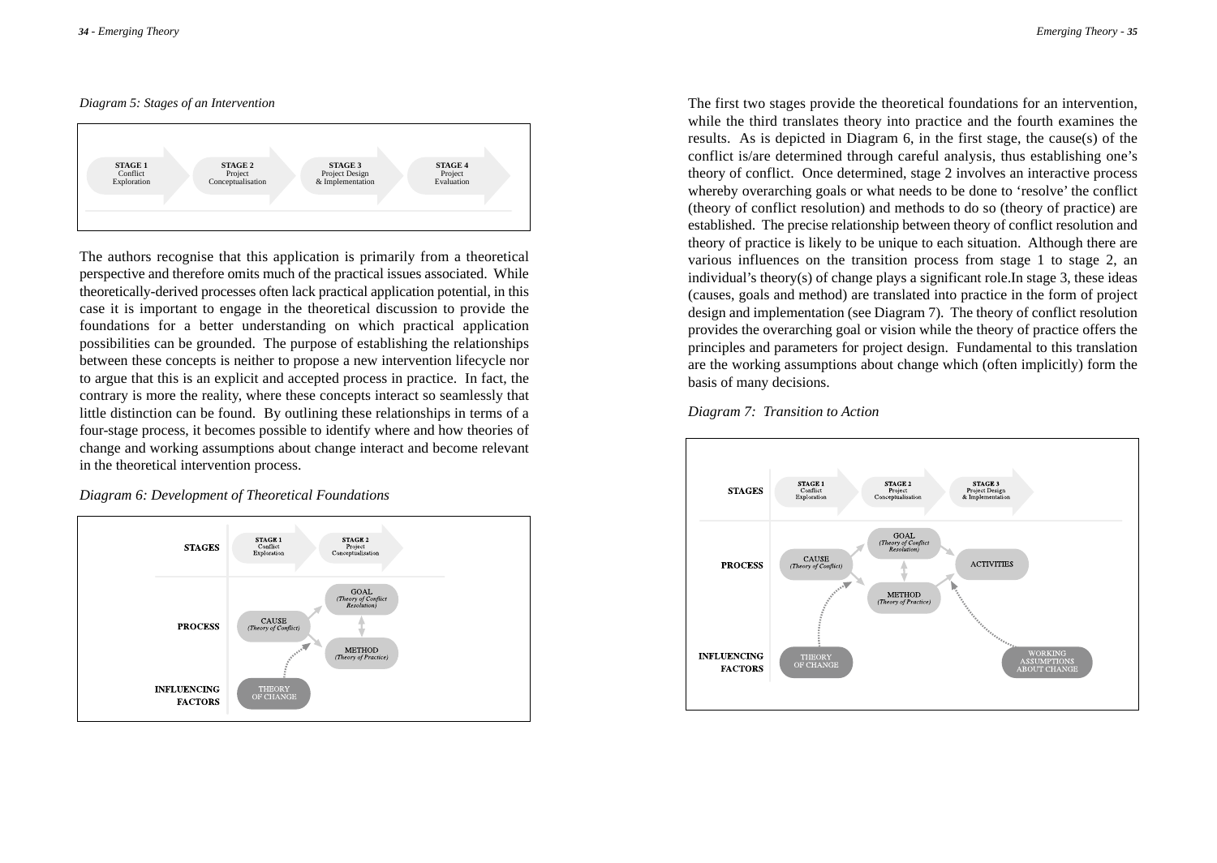*Diagram 5: Stages of an Intervention*

**STAGE 1** Conflict Exploration → **STAGE 2** Project Conceptualisation → **STAGE 3** Project Design & Implementation → **STAGE 4** Project Evaluation

The authors recognise that this application is primarily from a theoretical perspective and therefore omits much of the practical issues associated. While theoretically-derived processes often lack practical application potential, in this case it is important to engage in the theoretical discussion to provide the foundations for a better understanding on which practical application possibilities can be grounded. The purpose of establishing the relationships between these concepts is neither to propose a new intervention lifecycle nor to argue that this is an explicit and accepted process in practice. In fact, the contrary is more the reality, where these concepts interact so seamlessly that little distinction can be found. By outlining these relationships in terms of a four-stage process, it becomes possible to identify where and how theories of change and working assumptions about change interact and become relevant in the theoretical intervention process.

*Diagram 6: Development of Theoretical Foundations*

| | |
|---|---|
| **STAGES** | **STAGE 1** Conflict Exploration → **STAGE 2** Project Conceptualisation |
| **PROCESS** | CAUSE *(Theory of Conflict)* → GOAL *(Theory of Conflict Resolution)* ↕ METHOD *(Theory of Practice)* |
| **INFLUENCING FACTORS** | THEORY OF CHANGE |

The first two stages provide the theoretical foundations for an intervention, while the third translates theory into practice and the fourth examines the results. As is depicted in Diagram 6, in the first stage, the cause(s) of the conflict is/are determined through careful analysis, thus establishing one's theory of conflict. Once determined, stage 2 involves an interactive process whereby overarching goals or what needs to be done to 'resolve' the conflict (theory of conflict resolution) and methods to do so (theory of practice) are established. The precise relationship between theory of conflict resolution and theory of practice is likely to be unique to each situation. Although there are various influences on the transition process from stage 1 to stage 2, an individual's theory(s) of change plays a significant role.In stage 3, these ideas (causes, goals and method) are translated into practice in the form of project design and implementation (see Diagram 7). The theory of conflict resolution provides the overarching goal or vision while the theory of practice offers the principles and parameters for project design. Fundamental to this translation are the working assumptions about change which (often implicitly) form the basis of many decisions.

*Diagram 7: Transition to Action*

| | |
|---|---|
| **STAGES** | **STAGE 1** Conflict Exploration → **STAGE 2** Project Conceptualisation → **STAGE 3** Project Design & Implementation |
| **PROCESS** | CAUSE *(Theory of Conflict)* → GOAL *(Theory of Conflict Resolution)* ↕ METHOD *(Theory of Practice)* → ACTIVITIES |
| **INFLUENCING FACTORS** | THEORY OF CHANGE; WORKING ASSUMPTIONS ABOUT CHANGE |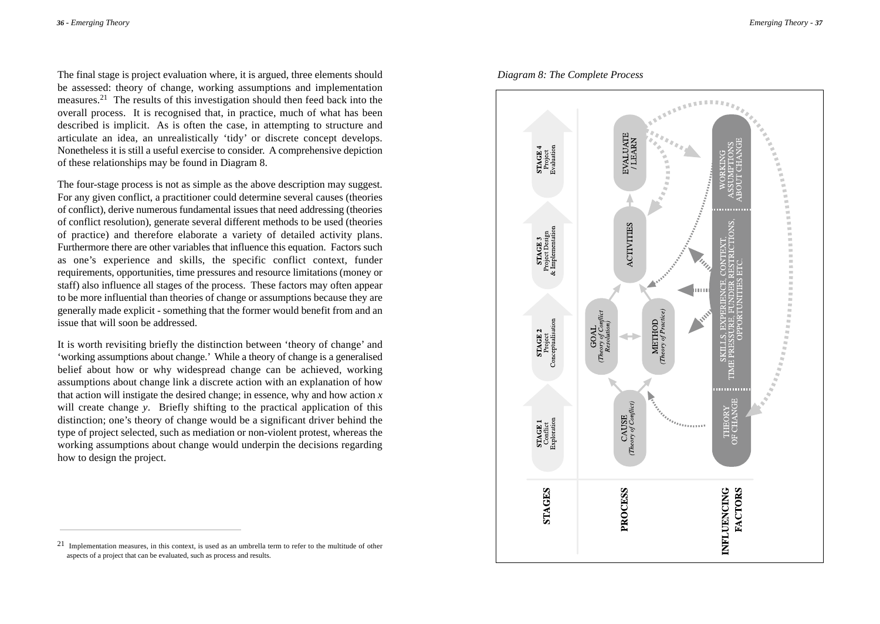The final stage is project evaluation where, it is argued, three elements should be assessed: theory of change, working assumptions and implementation measures.[21] The results of this investigation should then feed back into the overall process. It is recognised that, in practice, much of what has been described is implicit. As is often the case, in attempting to structure and articulate an idea, an unrealistically 'tidy' or discrete concept develops. Nonetheless it is still a useful exercise to consider. A comprehensive depiction of these relationships may be found in Diagram 8.

The four-stage process is not as simple as the above description may suggest. For any given conflict, a practitioner could determine several causes (theories of conflict), derive numerous fundamental issues that need addressing (theories of conflict resolution), generate several different methods to be used (theories of practice) and therefore elaborate a variety of detailed activity plans. Furthermore there are other variables that influence this equation. Factors such as one's experience and skills, the specific conflict context, funder requirements, opportunities, time pressures and resource limitations (money or staff) also influence all stages of the process. These factors may often appear to be more influential than theories of change or assumptions because they are generally made explicit - something that the former would benefit from and an issue that will soon be addressed.

It is worth revisiting briefly the distinction between 'theory of change' and 'working assumptions about change.' While a theory of change is a generalised belief about how or why widespread change can be achieved, working assumptions about change link a discrete action with an explanation of how that action will instigate the desired change; in essence, why and how action *x* will create change *y*. Briefly shifting to the practical application of this distinction; one's theory of change would be a significant driver behind the type of project selected, such as mediation or non-violent protest, whereas the working assumptions about change would underpin the decisions regarding how to design the project.

[21] Implementation measures, in this context, is used as an umbrella term to refer to the multitude of other aspects of a project that can be evaluated, such as process and results.

*Diagram 8: The Complete Process*

STAGES: STAGE 1 Conflict Exploration; STAGE 2 Project Conceptualisation; STAGE 3 Project Design & Implementation; STAGE 4 Project Evaluation

PROCESS: CAUSE (Theory of Conflict); GOAL (Theory of Conflict Resolution); METHOD (Theory of Practice); ACTIVITIES; EVALUATE / LEARN

INFLUENCING FACTORS: THEORY OF CHANGE; SKILLS, EXPERIENCE, CONTEXT, TIME PRESSURE, FUNDER RESTRICTIONS, OPPORTUNITIES ETC.; WORKING ASSUMPTIONS ABOUT CHANGE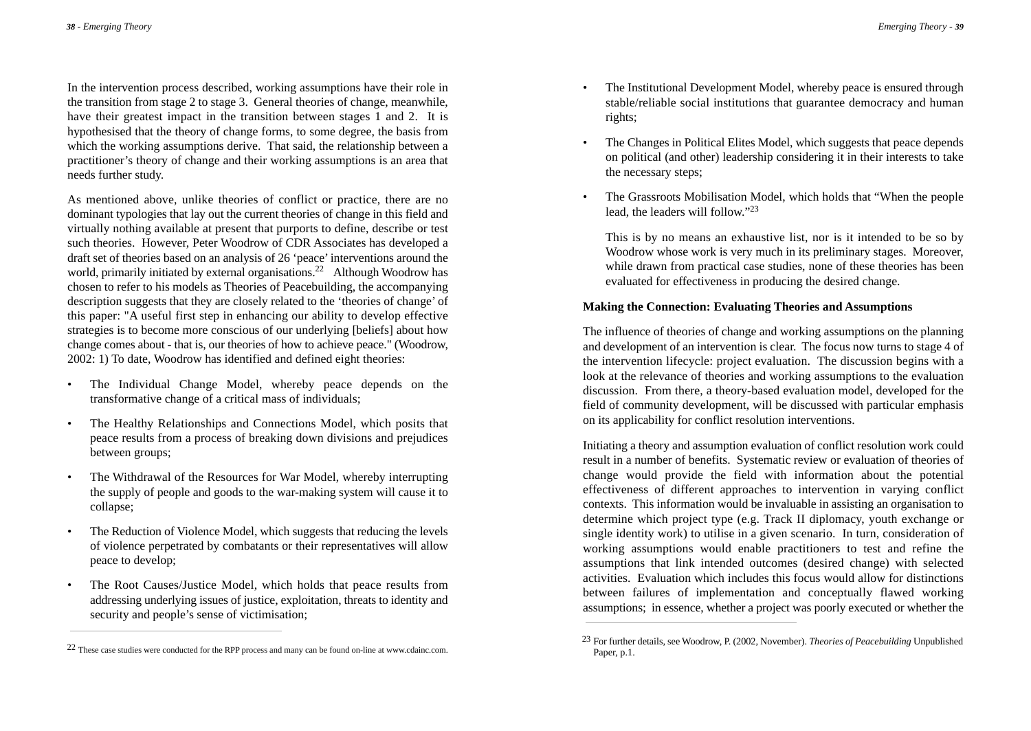In the intervention process described, working assumptions have their role in the transition from stage 2 to stage 3. General theories of change, meanwhile, have their greatest impact in the transition between stages 1 and 2. It is hypothesised that the theory of change forms, to some degree, the basis from which the working assumptions derive. That said, the relationship between a practitioner's theory of change and their working assumptions is an area that needs further study.

As mentioned above, unlike theories of conflict or practice, there are no dominant typologies that lay out the current theories of change in this field and virtually nothing available at present that purports to define, describe or test such theories. However, Peter Woodrow of CDR Associates has developed a draft set of theories based on an analysis of 26 'peace' interventions around the world, primarily initiated by external organisations.[22] Although Woodrow has chosen to refer to his models as Theories of Peacebuilding, the accompanying description suggests that they are closely related to the 'theories of change' of this paper: "A useful first step in enhancing our ability to develop effective strategies is to become more conscious of our underlying [beliefs] about how change comes about - that is, our theories of how to achieve peace." (Woodrow, 2002: 1) To date, Woodrow has identified and defined eight theories:

- The Individual Change Model, whereby peace depends on the transformative change of a critical mass of individuals;
- The Healthy Relationships and Connections Model, which posits that peace results from a process of breaking down divisions and prejudices between groups;
- The Withdrawal of the Resources for War Model, whereby interrupting the supply of people and goods to the war-making system will cause it to collapse;
- The Reduction of Violence Model, which suggests that reducing the levels of violence perpetrated by combatants or their representatives will allow peace to develop;
- The Root Causes/Justice Model, which holds that peace results from addressing underlying issues of justice, exploitation, threats to identity and security and people's sense of victimisation;
- The Institutional Development Model, whereby peace is ensured through stable/reliable social institutions that guarantee democracy and human rights;
- The Changes in Political Elites Model, which suggests that peace depends on political (and other) leadership considering it in their interests to take the necessary steps;
- The Grassroots Mobilisation Model, which holds that "When the people lead, the leaders will follow."[23]

This is by no means an exhaustive list, nor is it intended to be so by Woodrow whose work is very much in its preliminary stages. Moreover, while drawn from practical case studies, none of these theories has been evaluated for effectiveness in producing the desired change.

**Making the Connection: Evaluating Theories and Assumptions**

The influence of theories of change and working assumptions on the planning and development of an intervention is clear. The focus now turns to stage 4 of the intervention lifecycle: project evaluation. The discussion begins with a look at the relevance of theories and working assumptions to the evaluation discussion. From there, a theory-based evaluation model, developed for the field of community development, will be discussed with particular emphasis on its applicability for conflict resolution interventions.

Initiating a theory and assumption evaluation of conflict resolution work could result in a number of benefits. Systematic review or evaluation of theories of change would provide the field with information about the potential effectiveness of different approaches to intervention in varying conflict contexts. This information would be invaluable in assisting an organisation to determine which project type (e.g. Track II diplomacy, youth exchange or single identity work) to utilise in a given scenario. In turn, consideration of working assumptions would enable practitioners to test and refine the assumptions that link intended outcomes (desired change) with selected activities. Evaluation which includes this focus would allow for distinctions between failures of implementation and conceptually flawed working assumptions; in essence, whether a project was poorly executed or whether the

[22] These case studies were conducted for the RPP process and many can be found on-line at www.cdainc.com.

[23] For further details, see Woodrow, P. (2002, November). *Theories of Peacebuilding* Unpublished Paper, p.1.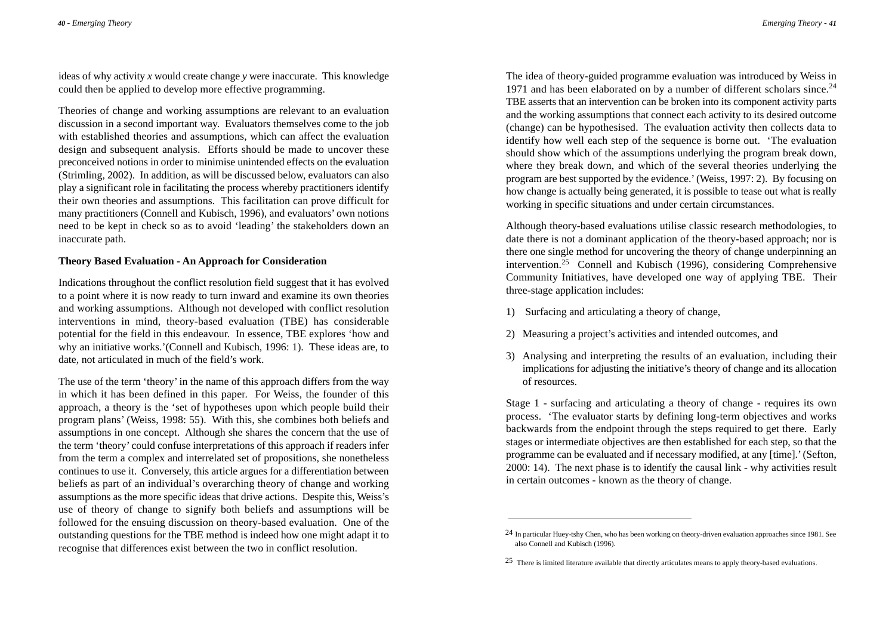ideas of why activity *x* would create change *y* were inaccurate. This knowledge could then be applied to develop more effective programming.

Theories of change and working assumptions are relevant to an evaluation discussion in a second important way. Evaluators themselves come to the job with established theories and assumptions, which can affect the evaluation design and subsequent analysis. Efforts should be made to uncover these preconceived notions in order to minimise unintended effects on the evaluation (Strimling, 2002). In addition, as will be discussed below, evaluators can also play a significant role in facilitating the process whereby practitioners identify their own theories and assumptions. This facilitation can prove difficult for many practitioners (Connell and Kubisch, 1996), and evaluators' own notions need to be kept in check so as to avoid 'leading' the stakeholders down an inaccurate path.

**Theory Based Evaluation - An Approach for Consideration**

Indications throughout the conflict resolution field suggest that it has evolved to a point where it is now ready to turn inward and examine its own theories and working assumptions. Although not developed with conflict resolution interventions in mind, theory-based evaluation (TBE) has considerable potential for the field in this endeavour. In essence, TBE explores 'how and why an initiative works.'(Connell and Kubisch, 1996: 1). These ideas are, to date, not articulated in much of the field's work.

The use of the term 'theory' in the name of this approach differs from the way in which it has been defined in this paper. For Weiss, the founder of this approach, a theory is the 'set of hypotheses upon which people build their program plans' (Weiss, 1998: 55). With this, she combines both beliefs and assumptions in one concept. Although she shares the concern that the use of the term 'theory' could confuse interpretations of this approach if readers infer from the term a complex and interrelated set of propositions, she nonetheless continues to use it. Conversely, this article argues for a differentiation between beliefs as part of an individual's overarching theory of change and working assumptions as the more specific ideas that drive actions. Despite this, Weiss's use of theory of change to signify both beliefs and assumptions will be followed for the ensuing discussion on theory-based evaluation. One of the outstanding questions for the TBE method is indeed how one might adapt it to recognise that differences exist between the two in conflict resolution.

The idea of theory-guided programme evaluation was introduced by Weiss in 1971 and has been elaborated on by a number of different scholars since.[24] TBE asserts that an intervention can be broken into its component activity parts and the working assumptions that connect each activity to its desired outcome (change) can be hypothesised. The evaluation activity then collects data to identify how well each step of the sequence is borne out. 'The evaluation should show which of the assumptions underlying the program break down, where they break down, and which of the several theories underlying the program are best supported by the evidence.' (Weiss, 1997: 2). By focusing on how change is actually being generated, it is possible to tease out what is really working in specific situations and under certain circumstances.

Although theory-based evaluations utilise classic research methodologies, to date there is not a dominant application of the theory-based approach; nor is there one single method for uncovering the theory of change underpinning an intervention.[25] Connell and Kubisch (1996), considering Comprehensive Community Initiatives, have developed one way of applying TBE. Their three-stage application includes:

1) Surfacing and articulating a theory of change,
2) Measuring a project's activities and intended outcomes, and
3) Analysing and interpreting the results of an evaluation, including their implications for adjusting the initiative's theory of change and its allocation of resources.

Stage 1 - surfacing and articulating a theory of change - requires its own process. 'The evaluator starts by defining long-term objectives and works backwards from the endpoint through the steps required to get there. Early stages or intermediate objectives are then established for each step, so that the programme can be evaluated and if necessary modified, at any [time].' (Sefton, 2000: 14). The next phase is to identify the causal link - why activities result in certain outcomes - known as the theory of change.

---

[24] In particular Huey-tshy Chen, who has been working on theory-driven evaluation approaches since 1981. See also Connell and Kubisch (1996).

[25] There is limited literature available that directly articulates means to apply theory-based evaluations.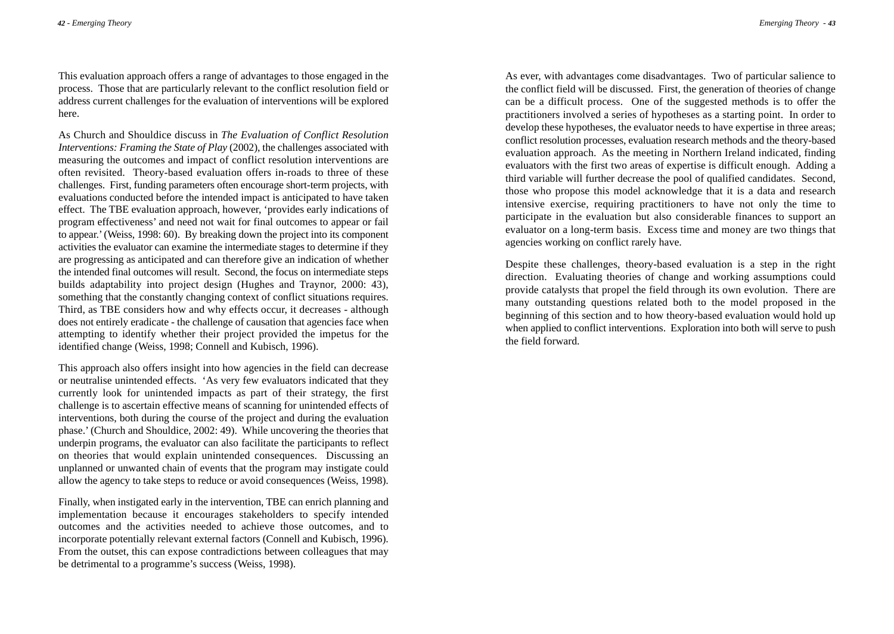This evaluation approach offers a range of advantages to those engaged in the process. Those that are particularly relevant to the conflict resolution field or address current challenges for the evaluation of interventions will be explored here.

As Church and Shouldice discuss in *The Evaluation of Conflict Resolution Interventions: Framing the State of Play* (2002), the challenges associated with measuring the outcomes and impact of conflict resolution interventions are often revisited. Theory-based evaluation offers in-roads to three of these challenges. First, funding parameters often encourage short-term projects, with evaluations conducted before the intended impact is anticipated to have taken effect. The TBE evaluation approach, however, 'provides early indications of program effectiveness' and need not wait for final outcomes to appear or fail to appear.' (Weiss, 1998: 60). By breaking down the project into its component activities the evaluator can examine the intermediate stages to determine if they are progressing as anticipated and can therefore give an indication of whether the intended final outcomes will result. Second, the focus on intermediate steps builds adaptability into project design (Hughes and Traynor, 2000: 43), something that the constantly changing context of conflict situations requires. Third, as TBE considers how and why effects occur, it decreases - although does not entirely eradicate - the challenge of causation that agencies face when attempting to identify whether their project provided the impetus for the identified change (Weiss, 1998; Connell and Kubisch, 1996).

This approach also offers insight into how agencies in the field can decrease or neutralise unintended effects. 'As very few evaluators indicated that they currently look for unintended impacts as part of their strategy, the first challenge is to ascertain effective means of scanning for unintended effects of interventions, both during the course of the project and during the evaluation phase.' (Church and Shouldice, 2002: 49). While uncovering the theories that underpin programs, the evaluator can also facilitate the participants to reflect on theories that would explain unintended consequences. Discussing an unplanned or unwanted chain of events that the program may instigate could allow the agency to take steps to reduce or avoid consequences (Weiss, 1998).

Finally, when instigated early in the intervention, TBE can enrich planning and implementation because it encourages stakeholders to specify intended outcomes and the activities needed to achieve those outcomes, and to incorporate potentially relevant external factors (Connell and Kubisch, 1996). From the outset, this can expose contradictions between colleagues that may be detrimental to a programme's success (Weiss, 1998).

As ever, with advantages come disadvantages. Two of particular salience to the conflict field will be discussed. First, the generation of theories of change can be a difficult process. One of the suggested methods is to offer the practitioners involved a series of hypotheses as a starting point. In order to develop these hypotheses, the evaluator needs to have expertise in three areas; conflict resolution processes, evaluation research methods and the theory-based evaluation approach. As the meeting in Northern Ireland indicated, finding evaluators with the first two areas of expertise is difficult enough. Adding a third variable will further decrease the pool of qualified candidates. Second, those who propose this model acknowledge that it is a data and research intensive exercise, requiring practitioners to have not only the time to participate in the evaluation but also considerable finances to support an evaluator on a long-term basis. Excess time and money are two things that agencies working on conflict rarely have.

Despite these challenges, theory-based evaluation is a step in the right direction. Evaluating theories of change and working assumptions could provide catalysts that propel the field through its own evolution. There are many outstanding questions related both to the model proposed in the beginning of this section and to how theory-based evaluation would hold up when applied to conflict interventions. Exploration into both will serve to push the field forward.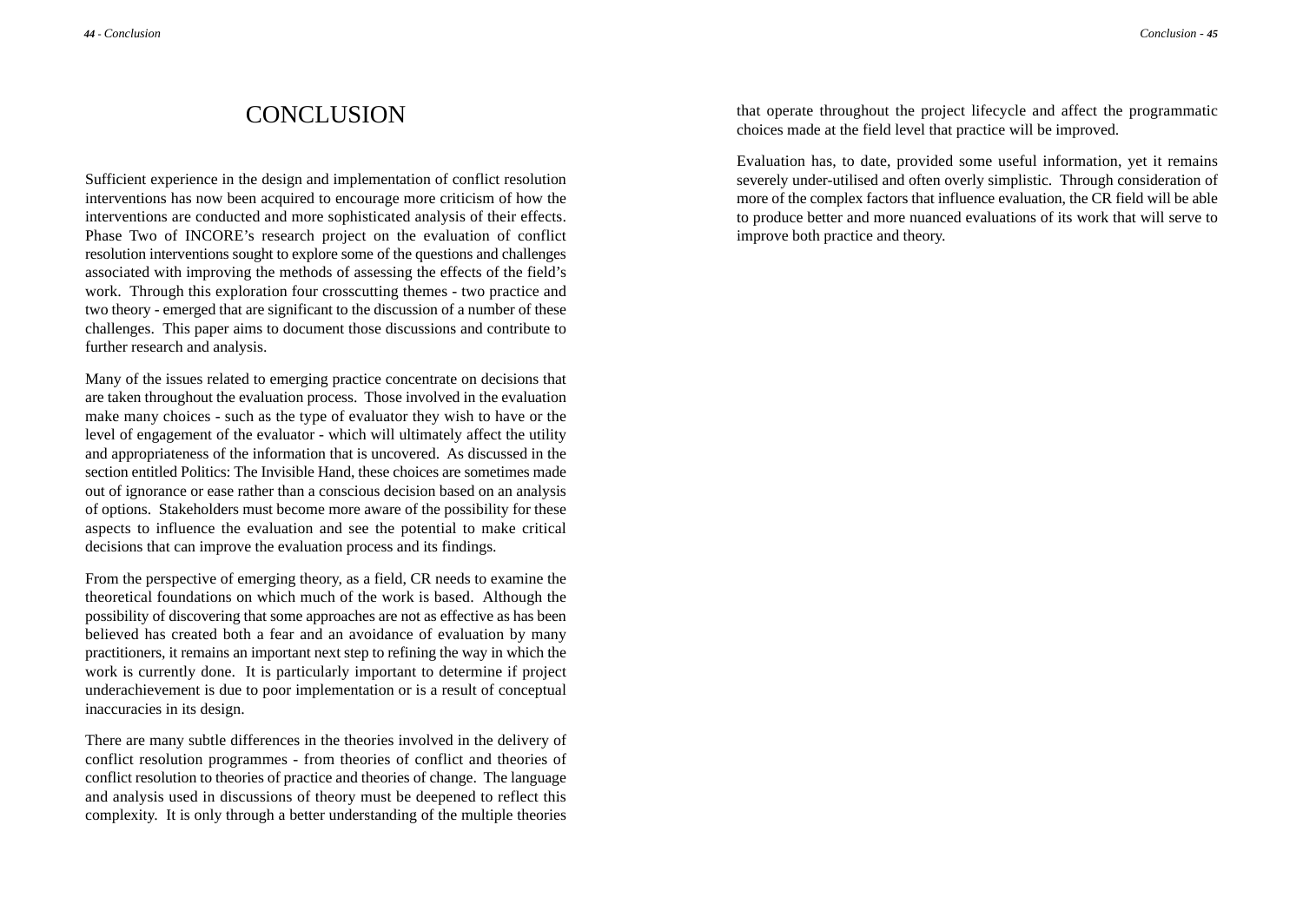# CONCLUSION

Sufficient experience in the design and implementation of conflict resolution interventions has now been acquired to encourage more criticism of how the interventions are conducted and more sophisticated analysis of their effects. Phase Two of INCORE's research project on the evaluation of conflict resolution interventions sought to explore some of the questions and challenges associated with improving the methods of assessing the effects of the field's work. Through this exploration four crosscutting themes - two practice and two theory - emerged that are significant to the discussion of a number of these challenges. This paper aims to document those discussions and contribute to further research and analysis.

Many of the issues related to emerging practice concentrate on decisions that are taken throughout the evaluation process. Those involved in the evaluation make many choices - such as the type of evaluator they wish to have or the level of engagement of the evaluator - which will ultimately affect the utility and appropriateness of the information that is uncovered. As discussed in the section entitled Politics: The Invisible Hand, these choices are sometimes made out of ignorance or ease rather than a conscious decision based on an analysis of options. Stakeholders must become more aware of the possibility for these aspects to influence the evaluation and see the potential to make critical decisions that can improve the evaluation process and its findings.

From the perspective of emerging theory, as a field, CR needs to examine the theoretical foundations on which much of the work is based. Although the possibility of discovering that some approaches are not as effective as has been believed has created both a fear and an avoidance of evaluation by many practitioners, it remains an important next step to refining the way in which the work is currently done. It is particularly important to determine if project underachievement is due to poor implementation or is a result of conceptual inaccuracies in its design.

There are many subtle differences in the theories involved in the delivery of conflict resolution programmes - from theories of conflict and theories of conflict resolution to theories of practice and theories of change. The language and analysis used in discussions of theory must be deepened to reflect this complexity. It is only through a better understanding of the multiple theories that operate throughout the project lifecycle and affect the programmatic choices made at the field level that practice will be improved.

Evaluation has, to date, provided some useful information, yet it remains severely under-utilised and often overly simplistic. Through consideration of more of the complex factors that influence evaluation, the CR field will be able to produce better and more nuanced evaluations of its work that will serve to improve both practice and theory.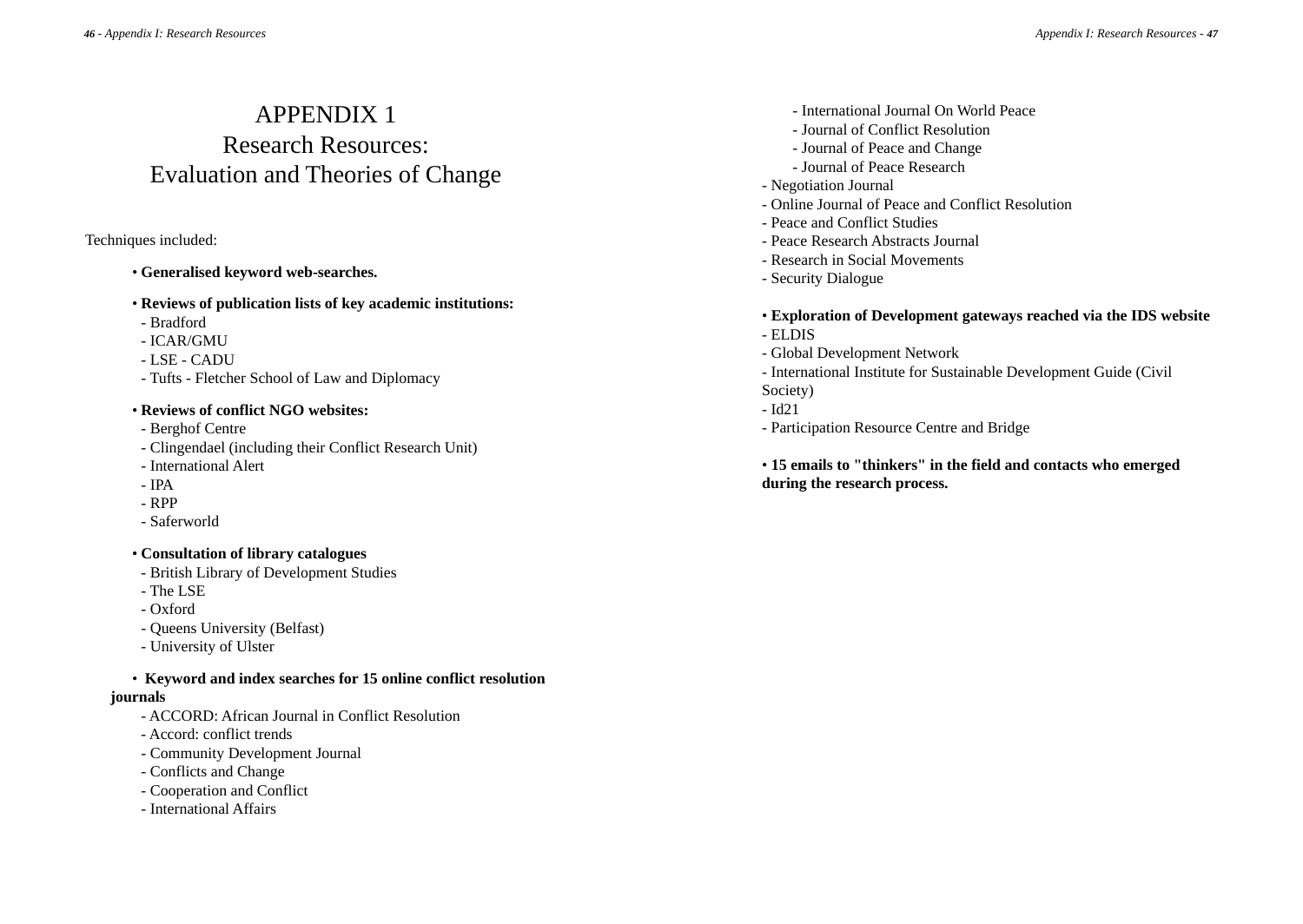# APPENDIX 1
# Research Resources: Evaluation and Theories of Change

Techniques included:

- **Generalised keyword web-searches.**

- **Reviews of publication lists of key academic institutions:**
  - Bradford
  - ICAR/GMU
  - LSE - CADU
  - Tufts - Fletcher School of Law and Diplomacy

- **Reviews of conflict NGO websites:**
  - Berghof Centre
  - Clingendael (including their Conflict Research Unit)
  - International Alert
  - IPA
  - RPP
  - Saferworld

- **Consultation of library catalogues**
  - British Library of Development Studies
  - The LSE
  - Oxford
  - Queens University (Belfast)
  - University of Ulster

- **Keyword and index searches for 15 online conflict resolution journals**
  - ACCORD: African Journal in Conflict Resolution
  - Accord: conflict trends
  - Community Development Journal
  - Conflicts and Change
  - Cooperation and Conflict
  - International Affairs
  - International Journal On World Peace
  - Journal of Conflict Resolution
  - Journal of Peace and Change
  - Journal of Peace Research
  - Negotiation Journal
  - Online Journal of Peace and Conflict Resolution
  - Peace and Conflict Studies
  - Peace Research Abstracts Journal
  - Research in Social Movements
  - Security Dialogue

- **Exploration of Development gateways reached via the IDS website**
  - ELDIS
  - Global Development Network
  - International Institute for Sustainable Development Guide (Civil Society)
  - Id21
  - Participation Resource Centre and Bridge

- **15 emails to "thinkers" in the field and contacts who emerged during the research process.**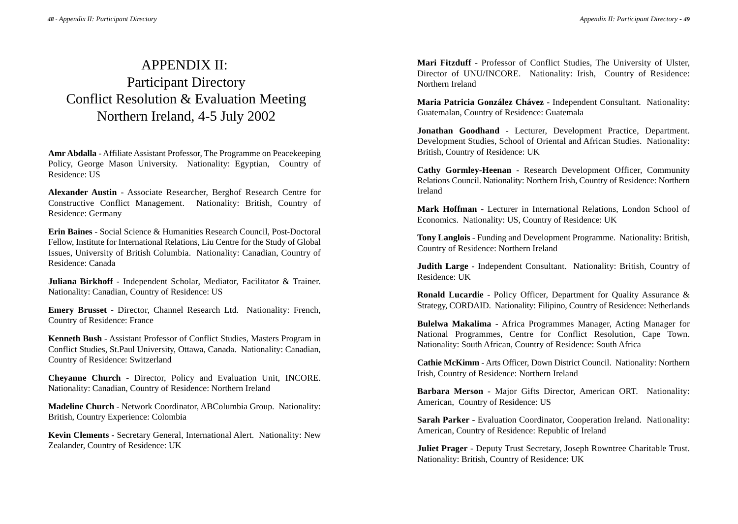# APPENDIX II:
# Participant Directory
# Conflict Resolution & Evaluation Meeting
# Northern Ireland, 4-5 July 2002

**Amr Abdalla** - Affiliate Assistant Professor, The Programme on Peacekeeping Policy, George Mason University. Nationality: Egyptian, Country of Residence: US

**Alexander Austin** - Associate Researcher, Berghof Research Centre for Constructive Conflict Management. Nationality: British, Country of Residence: Germany

**Erin Baines** - Social Science & Humanities Research Council, Post-Doctoral Fellow, Institute for International Relations, Liu Centre for the Study of Global Issues, University of British Columbia. Nationality: Canadian, Country of Residence: Canada

**Juliana Birkhoff** - Independent Scholar, Mediator, Facilitator & Trainer. Nationality: Canadian, Country of Residence: US

**Emery Brusset** - Director, Channel Research Ltd. Nationality: French, Country of Residence: France

**Kenneth Bush** - Assistant Professor of Conflict Studies, Masters Program in Conflict Studies, St.Paul University, Ottawa, Canada. Nationality: Canadian, Country of Residence: Switzerland

**Cheyanne Church** - Director, Policy and Evaluation Unit, INCORE. Nationality: Canadian, Country of Residence: Northern Ireland

**Madeline Church** - Network Coordinator, ABColumbia Group. Nationality: British, Country Experience: Colombia

**Kevin Clements** - Secretary General, International Alert. Nationality: New Zealander, Country of Residence: UK

**Mari Fitzduff** - Professor of Conflict Studies, The University of Ulster, Director of UNU/INCORE. Nationality: Irish, Country of Residence: Northern Ireland

**Maria Patricia González Chávez** - Independent Consultant. Nationality: Guatemalan, Country of Residence: Guatemala

**Jonathan Goodhand** - Lecturer, Development Practice, Department. Development Studies, School of Oriental and African Studies. Nationality: British, Country of Residence: UK

**Cathy Gormley-Heenan** - Research Development Officer, Community Relations Council. Nationality: Northern Irish, Country of Residence: Northern Ireland

**Mark Hoffman** - Lecturer in International Relations, London School of Economics. Nationality: US, Country of Residence: UK

**Tony Langlois** - Funding and Development Programme. Nationality: British, Country of Residence: Northern Ireland

**Judith Large** - Independent Consultant. Nationality: British, Country of Residence: UK

**Ronald Lucardie** - Policy Officer, Department for Quality Assurance & Strategy, CORDAID. Nationality: Filipino, Country of Residence: Netherlands

**Bulelwa Makalima** - Africa Programmes Manager, Acting Manager for National Programmes, Centre for Conflict Resolution, Cape Town. Nationality: South African, Country of Residence: South Africa

**Cathie McKimm** - Arts Officer, Down District Council. Nationality: Northern Irish, Country of Residence: Northern Ireland

**Barbara Merson** - Major Gifts Director, American ORT. Nationality: American, Country of Residence: US

**Sarah Parker** - Evaluation Coordinator, Cooperation Ireland. Nationality: American, Country of Residence: Republic of Ireland

**Juliet Prager** - Deputy Trust Secretary, Joseph Rowntree Charitable Trust. Nationality: British, Country of Residence: UK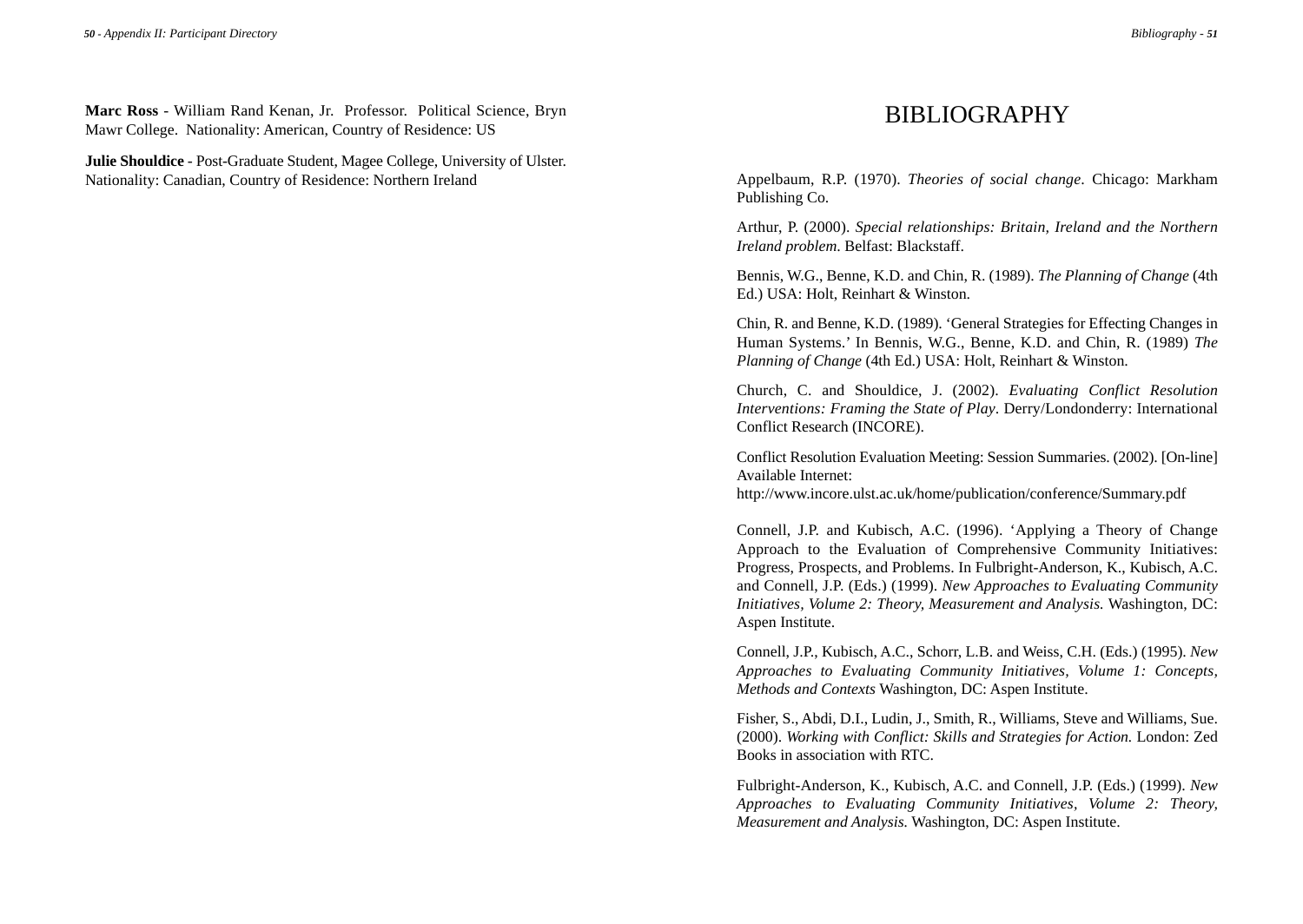**Marc Ross** - William Rand Kenan, Jr. Professor. Political Science, Bryn Mawr College. Nationality: American, Country of Residence: US

**Julie Shouldice** - Post-Graduate Student, Magee College, University of Ulster. Nationality: Canadian, Country of Residence: Northern Ireland

# BIBLIOGRAPHY

Appelbaum, R.P. (1970). *Theories of social change*. Chicago: Markham Publishing Co.

Arthur, P. (2000). *Special relationships: Britain, Ireland and the Northern Ireland problem.* Belfast: Blackstaff.

Bennis, W.G., Benne, K.D. and Chin, R. (1989). *The Planning of Change* (4th Ed.) USA: Holt, Reinhart & Winston.

Chin, R. and Benne, K.D. (1989). 'General Strategies for Effecting Changes in Human Systems.' In Bennis, W.G., Benne, K.D. and Chin, R. (1989) *The Planning of Change* (4th Ed.) USA: Holt, Reinhart & Winston.

Church, C. and Shouldice, J. (2002). *Evaluating Conflict Resolution Interventions: Framing the State of Play*. Derry/Londonderry: International Conflict Research (INCORE).

Conflict Resolution Evaluation Meeting: Session Summaries. (2002). [On-line] Available Internet:
http://www.incore.ulst.ac.uk/home/publication/conference/Summary.pdf

Connell, J.P. and Kubisch, A.C. (1996). 'Applying a Theory of Change Approach to the Evaluation of Comprehensive Community Initiatives: Progress, Prospects, and Problems. In Fulbright-Anderson, K., Kubisch, A.C. and Connell, J.P. (Eds.) (1999). *New Approaches to Evaluating Community Initiatives, Volume 2: Theory, Measurement and Analysis.* Washington, DC: Aspen Institute.

Connell, J.P., Kubisch, A.C., Schorr, L.B. and Weiss, C.H. (Eds.) (1995). *New Approaches to Evaluating Community Initiatives, Volume 1: Concepts, Methods and Contexts* Washington, DC: Aspen Institute.

Fisher, S., Abdi, D.I., Ludin, J., Smith, R., Williams, Steve and Williams, Sue. (2000). *Working with Conflict: Skills and Strategies for Action.* London: Zed Books in association with RTC.

Fulbright-Anderson, K., Kubisch, A.C. and Connell, J.P. (Eds.) (1999). *New Approaches to Evaluating Community Initiatives, Volume 2: Theory, Measurement and Analysis.* Washington, DC: Aspen Institute.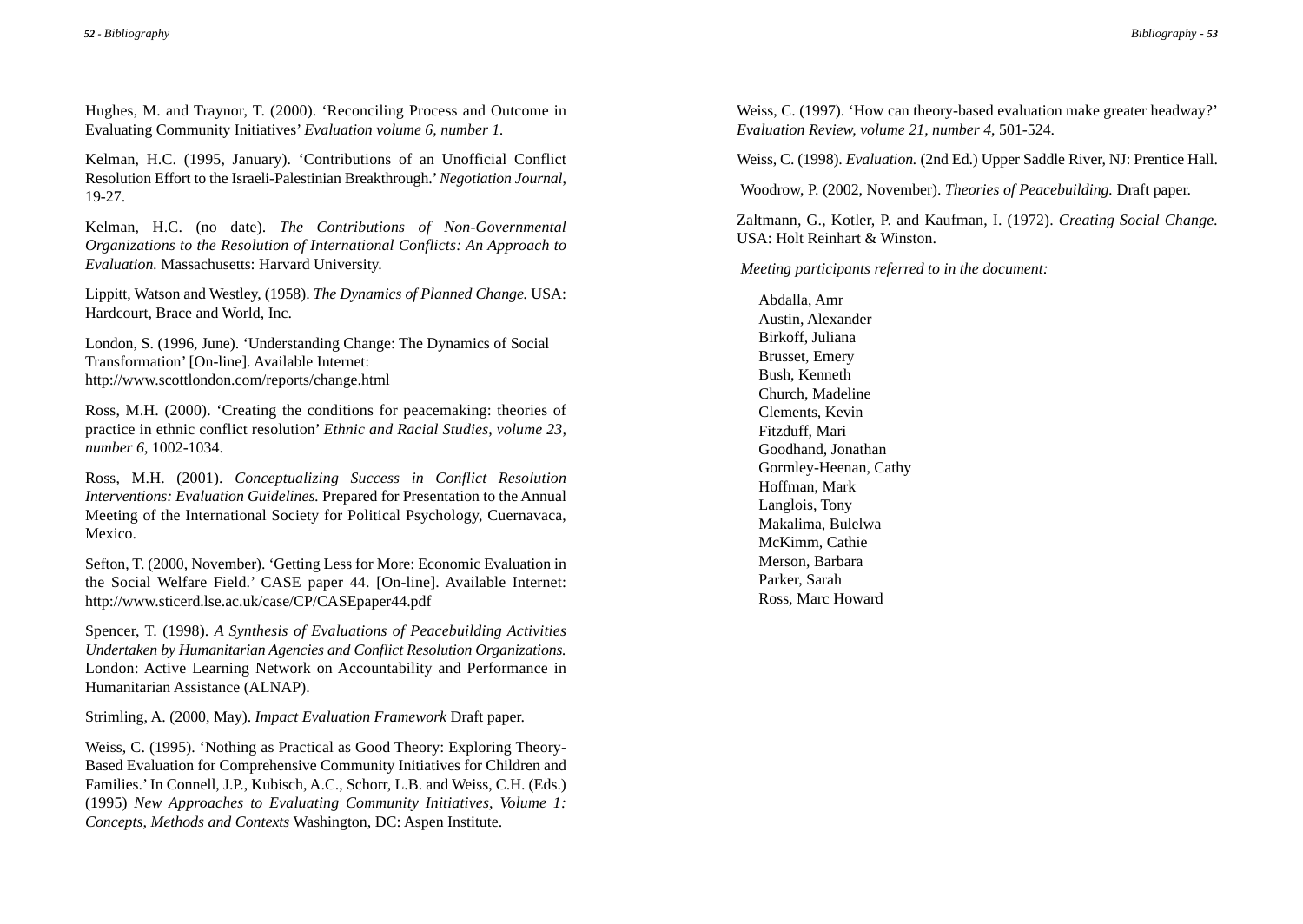Hughes, M. and Traynor, T. (2000). 'Reconciling Process and Outcome in Evaluating Community Initiatives' *Evaluation volume 6, number 1.*

Kelman, H.C. (1995, January). 'Contributions of an Unofficial Conflict Resolution Effort to the Israeli-Palestinian Breakthrough.' *Negotiation Journal*, 19-27.

Kelman, H.C. (no date). *The Contributions of Non-Governmental Organizations to the Resolution of International Conflicts: An Approach to Evaluation.* Massachusetts: Harvard University.

Lippitt, Watson and Westley, (1958). *The Dynamics of Planned Change.* USA: Hardcourt, Brace and World, Inc.

London, S. (1996, June). 'Understanding Change: The Dynamics of Social Transformation' [On-line]. Available Internet: http://www.scottlondon.com/reports/change.html

Ross, M.H. (2000). 'Creating the conditions for peacemaking: theories of practice in ethnic conflict resolution' *Ethnic and Racial Studies, volume 23, number 6*, 1002-1034.

Ross, M.H. (2001). *Conceptualizing Success in Conflict Resolution Interventions: Evaluation Guidelines.* Prepared for Presentation to the Annual Meeting of the International Society for Political Psychology, Cuernavaca, Mexico.

Sefton, T. (2000, November). 'Getting Less for More: Economic Evaluation in the Social Welfare Field.' CASE paper 44. [On-line]. Available Internet: http://www.sticerd.lse.ac.uk/case/CP/CASEpaper44.pdf

Spencer, T. (1998). *A Synthesis of Evaluations of Peacebuilding Activities Undertaken by Humanitarian Agencies and Conflict Resolution Organizations.* London: Active Learning Network on Accountability and Performance in Humanitarian Assistance (ALNAP).

Strimling, A. (2000, May). *Impact Evaluation Framework* Draft paper.

Weiss, C. (1995). 'Nothing as Practical as Good Theory: Exploring Theory-Based Evaluation for Comprehensive Community Initiatives for Children and Families.' In Connell, J.P., Kubisch, A.C., Schorr, L.B. and Weiss, C.H. (Eds.) (1995) *New Approaches to Evaluating Community Initiatives, Volume 1: Concepts, Methods and Contexts* Washington, DC: Aspen Institute.

Weiss, C. (1997). 'How can theory-based evaluation make greater headway?' *Evaluation Review, volume 21, number 4*, 501-524.

Weiss, C. (1998). *Evaluation.* (2nd Ed.) Upper Saddle River, NJ: Prentice Hall.

Woodrow, P. (2002, November). *Theories of Peacebuilding.* Draft paper.

Zaltmann, G., Kotler, P. and Kaufman, I. (1972). *Creating Social Change.* USA: Holt Reinhart & Winston.

*Meeting participants referred to in the document:*

Abdalla, Amr
Austin, Alexander
Birkoff, Juliana
Brusset, Emery
Bush, Kenneth
Church, Madeline
Clements, Kevin
Fitzduff, Mari
Goodhand, Jonathan
Gormley-Heenan, Cathy
Hoffman, Mark
Langlois, Tony
Makalima, Bulelwa
McKimm, Cathie
Merson, Barbara
Parker, Sarah
Ross, Marc Howard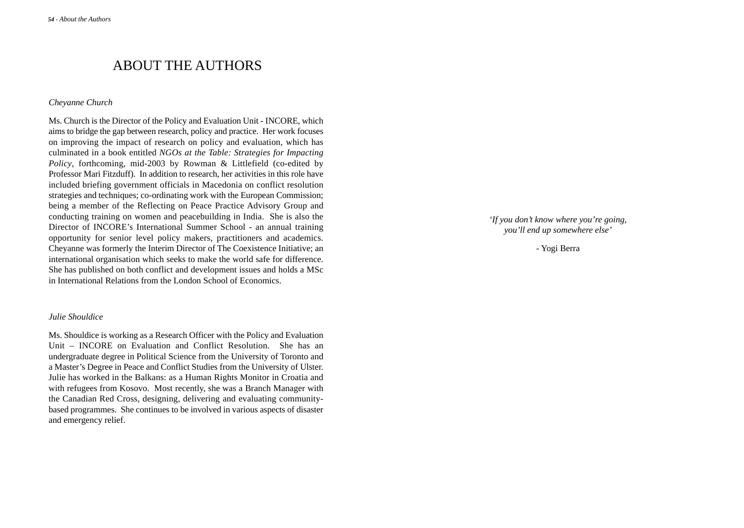# ABOUT THE AUTHORS

*Cheyanne Church*

Ms. Church is the Director of the Policy and Evaluation Unit - INCORE, which aims to bridge the gap between research, policy and practice. Her work focuses on improving the impact of research on policy and evaluation, which has culminated in a book entitled *NGOs at the Table: Strategies for Impacting Policy*, forthcoming, mid-2003 by Rowman & Littlefield (co-edited by Professor Mari Fitzduff). In addition to research, her activities in this role have included briefing government officials in Macedonia on conflict resolution strategies and techniques; co-ordinating work with the European Commission; being a member of the Reflecting on Peace Practice Advisory Group and conducting training on women and peacebuilding in India. She is also the Director of INCORE's International Summer School - an annual training opportunity for senior level policy makers, practitioners and academics. Cheyanne was formerly the Interim Director of The Coexistence Initiative; an international organisation which seeks to make the world safe for difference. She has published on both conflict and development issues and holds a MSc in International Relations from the London School of Economics.

*Julie Shouldice*

Ms. Shouldice is working as a Research Officer with the Policy and Evaluation Unit – INCORE on Evaluation and Conflict Resolution. She has an undergraduate degree in Political Science from the University of Toronto and a Master's Degree in Peace and Conflict Studies from the University of Ulster. Julie has worked in the Balkans: as a Human Rights Monitor in Croatia and with refugees from Kosovo. Most recently, she was a Branch Manager with the Canadian Red Cross, designing, delivering and evaluating community-based programmes. She continues to be involved in various aspects of disaster and emergency relief.

*'If you don't know where you're going,*
*you'll end up somewhere else'*

- Yogi Berra